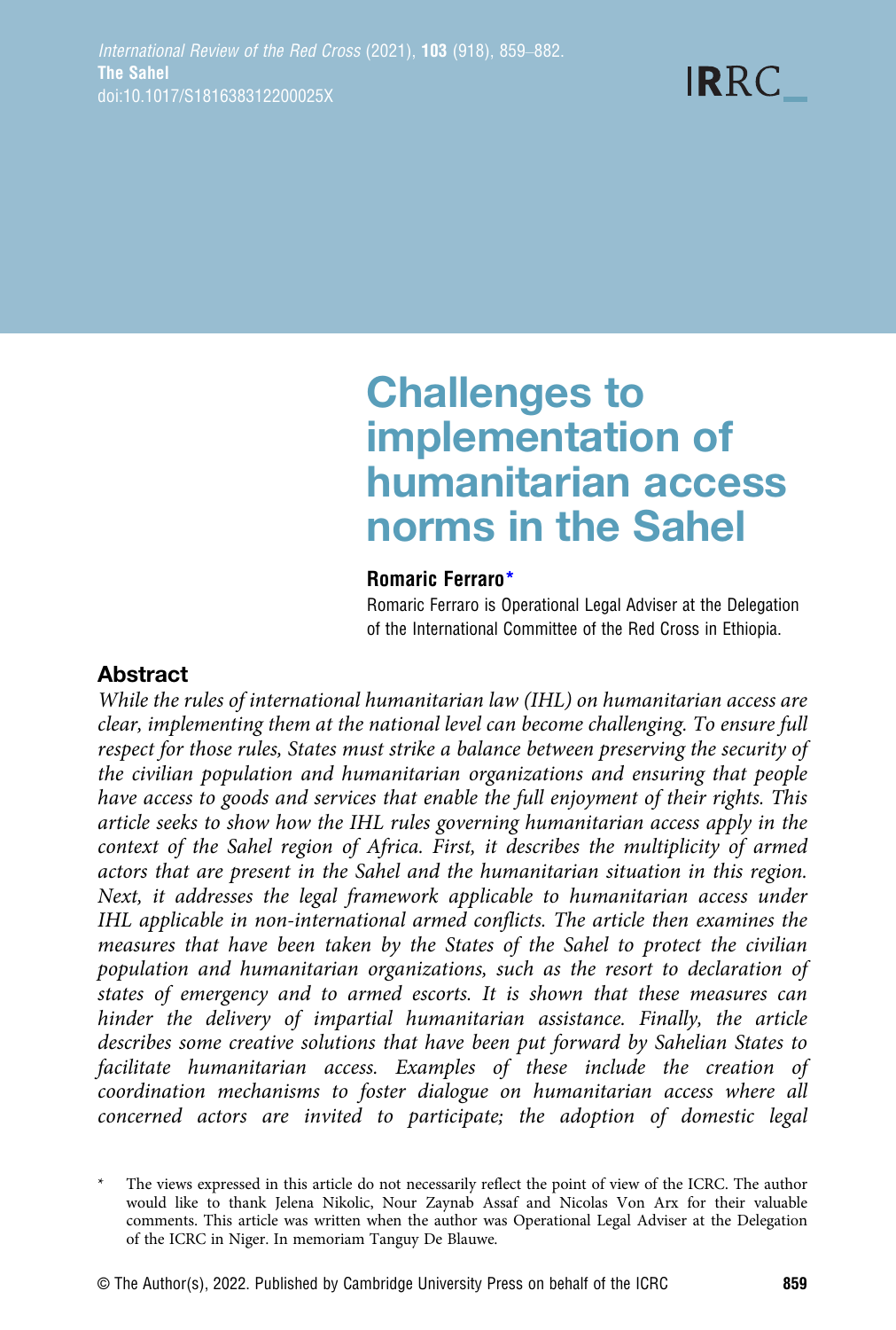# Challenges to implementation of humanitarian access norms in the Sahel

**Romaric Ferraro***

Romaric Ferraro is Operational Legal Adviser at the Delegation of the International Committee of the Red Cross in Ethiopia.

## Abstract

*While the rules of international humanitarian law (IHL) on humanitarian access are clear, implementing them at the national level can become challenging. To ensure full respect for those rules, States must strike a balance between preserving the security of the civilian population and humanitarian organizations and ensuring that people have access to goods and services that enable the full enjoyment of their rights. This article seeks to show how the IHL rules governing humanitarian access apply in the context of the Sahel region of Africa. First, it describes the multiplicity of armed actors that are present in the Sahel and the humanitarian situation in this region. Next, it addresses the legal framework applicable to humanitarian access under IHL applicable in non-international armed conflicts. The article then examines the measures that have been taken by the States of the Sahel to protect the civilian population and humanitarian organizations, such as the resort to declaration of states of emergency and to armed escorts. It is shown that these measures can hinder the delivery of impartial humanitarian assistance. Finally, the article describes some creative solutions that have been put forward by Sahelian States to facilitate humanitarian access. Examples of these include the creation of coordination mechanisms to foster dialogue on humanitarian access where all concerned actors are invited to participate; the adoption of domestic legal*

\* The views expressed in this article do not necessarily reflect the point of view of the ICRC. The author would like to thank Jelena Nikolic, Nour Zaynab Assaf and Nicolas Von Arx for their valuable comments. This article was written when the author was Operational Legal Adviser at the Delegation of the ICRC in Niger. In memoriam Tanguy De Blauwe.

© The Author(s), 2022. Published by Cambridge University Press on behalf of the ICRC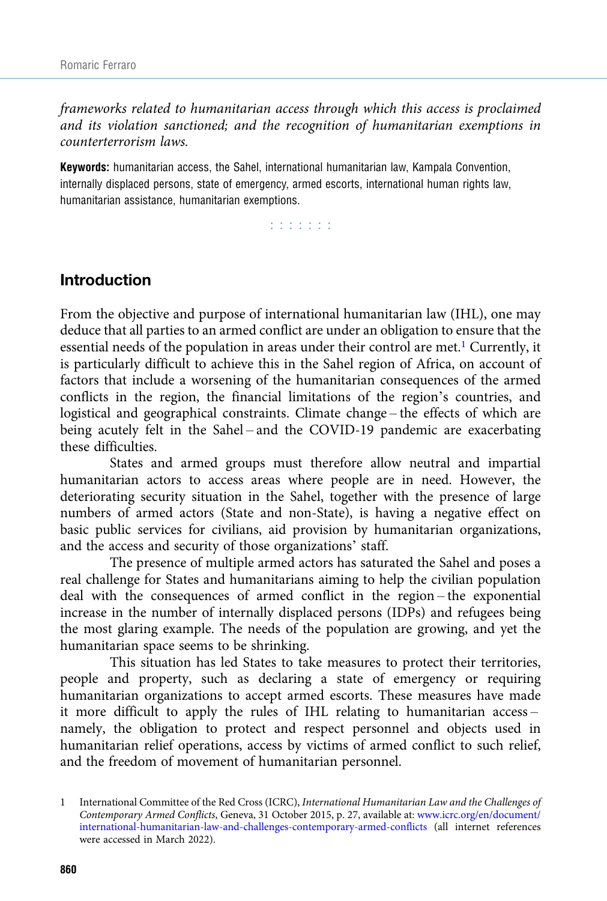*frameworks related to humanitarian access through which this access is proclaimed and its violation sanctioned; and the recognition of humanitarian exemptions in counterterrorism laws.*

**Keywords:** humanitarian access, the Sahel, international humanitarian law, Kampala Convention, internally displaced persons, state of emergency, armed escorts, international human rights law, humanitarian assistance, humanitarian exemptions.

## Introduction

From the objective and purpose of international humanitarian law (IHL), one may deduce that all parties to an armed conflict are under an obligation to ensure that the essential needs of the population in areas under their control are met.[1] Currently, it is particularly difficult to achieve this in the Sahel region of Africa, on account of factors that include a worsening of the humanitarian consequences of the armed conflicts in the region, the financial limitations of the region's countries, and logistical and geographical constraints. Climate change – the effects of which are being acutely felt in the Sahel – and the COVID-19 pandemic are exacerbating these difficulties.

States and armed groups must therefore allow neutral and impartial humanitarian actors to access areas where people are in need. However, the deteriorating security situation in the Sahel, together with the presence of large numbers of armed actors (State and non-State), is having a negative effect on basic public services for civilians, aid provision by humanitarian organizations, and the access and security of those organizations' staff.

The presence of multiple armed actors has saturated the Sahel and poses a real challenge for States and humanitarians aiming to help the civilian population deal with the consequences of armed conflict in the region – the exponential increase in the number of internally displaced persons (IDPs) and refugees being the most glaring example. The needs of the population are growing, and yet the humanitarian space seems to be shrinking.

This situation has led States to take measures to protect their territories, people and property, such as declaring a state of emergency or requiring humanitarian organizations to accept armed escorts. These measures have made it more difficult to apply the rules of IHL relating to humanitarian access – namely, the obligation to protect and respect personnel and objects used in humanitarian relief operations, access by victims of armed conflict to such relief, and the freedom of movement of humanitarian personnel.

1 International Committee of the Red Cross (ICRC), *International Humanitarian Law and the Challenges of Contemporary Armed Conflicts*, Geneva, 31 October 2015, p. 27, available at: www.icrc.org/en/document/international-humanitarian-law-and-challenges-contemporary-armed-conflicts (all internet references were accessed in March 2022).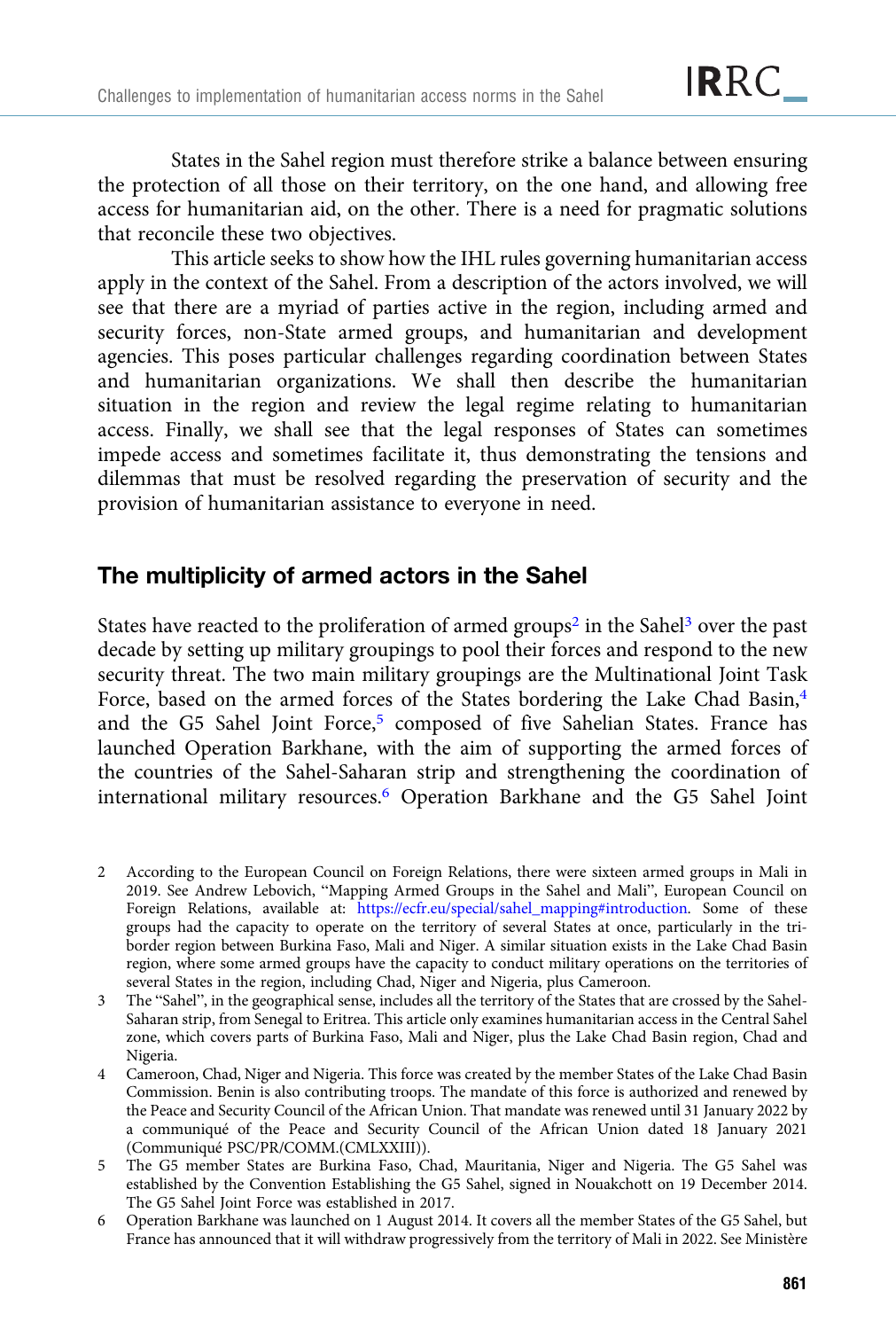States in the Sahel region must therefore strike a balance between ensuring the protection of all those on their territory, on the one hand, and allowing free access for humanitarian aid, on the other. There is a need for pragmatic solutions that reconcile these two objectives.

This article seeks to show how the IHL rules governing humanitarian access apply in the context of the Sahel. From a description of the actors involved, we will see that there are a myriad of parties active in the region, including armed and security forces, non-State armed groups, and humanitarian and development agencies. This poses particular challenges regarding coordination between States and humanitarian organizations. We shall then describe the humanitarian situation in the region and review the legal regime relating to humanitarian access. Finally, we shall see that the legal responses of States can sometimes impede access and sometimes facilitate it, thus demonstrating the tensions and dilemmas that must be resolved regarding the preservation of security and the provision of humanitarian assistance to everyone in need.

## The multiplicity of armed actors in the Sahel

States have reacted to the proliferation of armed groups[2] in the Sahel[3] over the past decade by setting up military groupings to pool their forces and respond to the new security threat. The two main military groupings are the Multinational Joint Task Force, based on the armed forces of the States bordering the Lake Chad Basin,[4] and the G5 Sahel Joint Force,[5] composed of five Sahelian States. France has launched Operation Barkhane, with the aim of supporting the armed forces of the countries of the Sahel-Saharan strip and strengthening the coordination of international military resources.[6] Operation Barkhane and the G5 Sahel Joint

2 According to the European Council on Foreign Relations, there were sixteen armed groups in Mali in 2019. See Andrew Lebovich, "Mapping Armed Groups in the Sahel and Mali", European Council on Foreign Relations, available at: https://ecfr.eu/special/sahel_mapping#introduction. Some of these groups had the capacity to operate on the territory of several States at once, particularly in the tri-border region between Burkina Faso, Mali and Niger. A similar situation exists in the Lake Chad Basin region, where some armed groups have the capacity to conduct military operations on the territories of several States in the region, including Chad, Niger and Nigeria, plus Cameroon.

3 The "Sahel", in the geographical sense, includes all the territory of the States that are crossed by the Sahel-Saharan strip, from Senegal to Eritrea. This article only examines humanitarian access in the Central Sahel zone, which covers parts of Burkina Faso, Mali and Niger, plus the Lake Chad Basin region, Chad and Nigeria.

4 Cameroon, Chad, Niger and Nigeria. This force was created by the member States of the Lake Chad Basin Commission. Benin is also contributing troops. The mandate of this force is authorized and renewed by the Peace and Security Council of the African Union. That mandate was renewed until 31 January 2022 by a communiqué of the Peace and Security Council of the African Union dated 18 January 2021 (Communiqué PSC/PR/COMM.(CMLXXIII)).

5 The G5 member States are Burkina Faso, Chad, Mauritania, Niger and Nigeria. The G5 Sahel was established by the Convention Establishing the G5 Sahel, signed in Nouakchott on 19 December 2014. The G5 Sahel Joint Force was established in 2017.

6 Operation Barkhane was launched on 1 August 2014. It covers all the member States of the G5 Sahel, but France has announced that it will withdraw progressively from the territory of Mali in 2022. See Ministère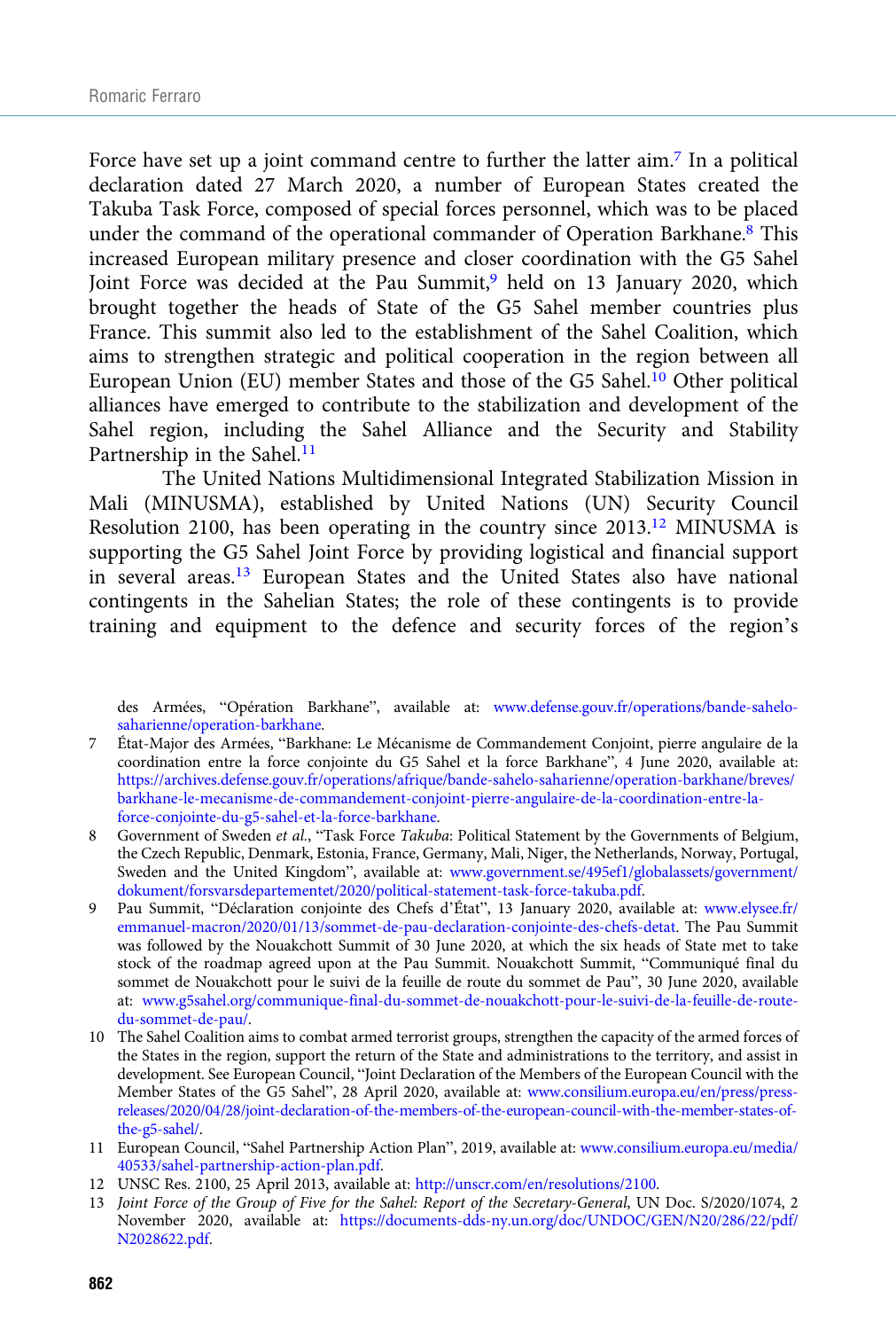Force have set up a joint command centre to further the latter aim.[7] In a political declaration dated 27 March 2020, a number of European States created the Takuba Task Force, composed of special forces personnel, which was to be placed under the command of the operational commander of Operation Barkhane.[8] This increased European military presence and closer coordination with the G5 Sahel Joint Force was decided at the Pau Summit,[9] held on 13 January 2020, which brought together the heads of State of the G5 Sahel member countries plus France. This summit also led to the establishment of the Sahel Coalition, which aims to strengthen strategic and political cooperation in the region between all European Union (EU) member States and those of the G5 Sahel.[10] Other political alliances have emerged to contribute to the stabilization and development of the Sahel region, including the Sahel Alliance and the Security and Stability Partnership in the Sahel.[11]

The United Nations Multidimensional Integrated Stabilization Mission in Mali (MINUSMA), established by United Nations (UN) Security Council Resolution 2100, has been operating in the country since 2013.[12] MINUSMA is supporting the G5 Sahel Joint Force by providing logistical and financial support in several areas.[13] European States and the United States also have national contingents in the Sahelian States; the role of these contingents is to provide training and equipment to the defence and security forces of the region's

des Armées, "Opération Barkhane", available at: www.defense.gouv.fr/operations/bande-sahelo-saharienne/operation-barkhane.

7 État-Major des Armées, "Barkhane: Le Mécanisme de Commandement Conjoint, pierre angulaire de la coordination entre la force conjointe du G5 Sahel et la force Barkhane", 4 June 2020, available at: https://archives.defense.gouv.fr/operations/afrique/bande-sahelo-saharienne/operation-barkhane/breves/barkhane-le-mecanisme-de-commandement-conjoint-pierre-angulaire-de-la-coordination-entre-la-force-conjointe-du-g5-sahel-et-la-force-barkhane.

8 Government of Sweden *et al.*, "Task Force *Takuba*: Political Statement by the Governments of Belgium, the Czech Republic, Denmark, Estonia, France, Germany, Mali, Niger, the Netherlands, Norway, Portugal, Sweden and the United Kingdom", available at: www.government.se/495ef1/globalassets/government/dokument/forsvarsdepartementet/2020/political-statement-task-force-takuba.pdf.

9 Pau Summit, "Déclaration conjointe des Chefs d'État", 13 January 2020, available at: www.elysee.fr/emmanuel-macron/2020/01/13/sommet-de-pau-declaration-conjointe-des-chefs-detat. The Pau Summit was followed by the Nouakchott Summit of 30 June 2020, at which the six heads of State met to take stock of the roadmap agreed upon at the Pau Summit. Nouakchott Summit, "Communiqué final du sommet de Nouakchott pour le suivi de la feuille de route du sommet de Pau", 30 June 2020, available at: www.g5sahel.org/communique-final-du-sommet-de-nouakchott-pour-le-suivi-de-la-feuille-de-route-du-sommet-de-pau/.

10 The Sahel Coalition aims to combat armed terrorist groups, strengthen the capacity of the armed forces of the States in the region, support the return of the State and administrations to the territory, and assist in development. See European Council, "Joint Declaration of the Members of the European Council with the Member States of the G5 Sahel", 28 April 2020, available at: www.consilium.europa.eu/en/press/press-releases/2020/04/28/joint-declaration-of-the-members-of-the-european-council-with-the-member-states-of-the-g5-sahel/.

11 European Council, "Sahel Partnership Action Plan", 2019, available at: www.consilium.europa.eu/media/40533/sahel-partnership-action-plan.pdf.

12 UNSC Res. 2100, 25 April 2013, available at: http://unscr.com/en/resolutions/2100.

13 *Joint Force of the Group of Five for the Sahel: Report of the Secretary-General*, UN Doc. S/2020/1074, 2 November 2020, available at: https://documents-dds-ny.un.org/doc/UNDOC/GEN/N20/286/22/pdf/N2028622.pdf.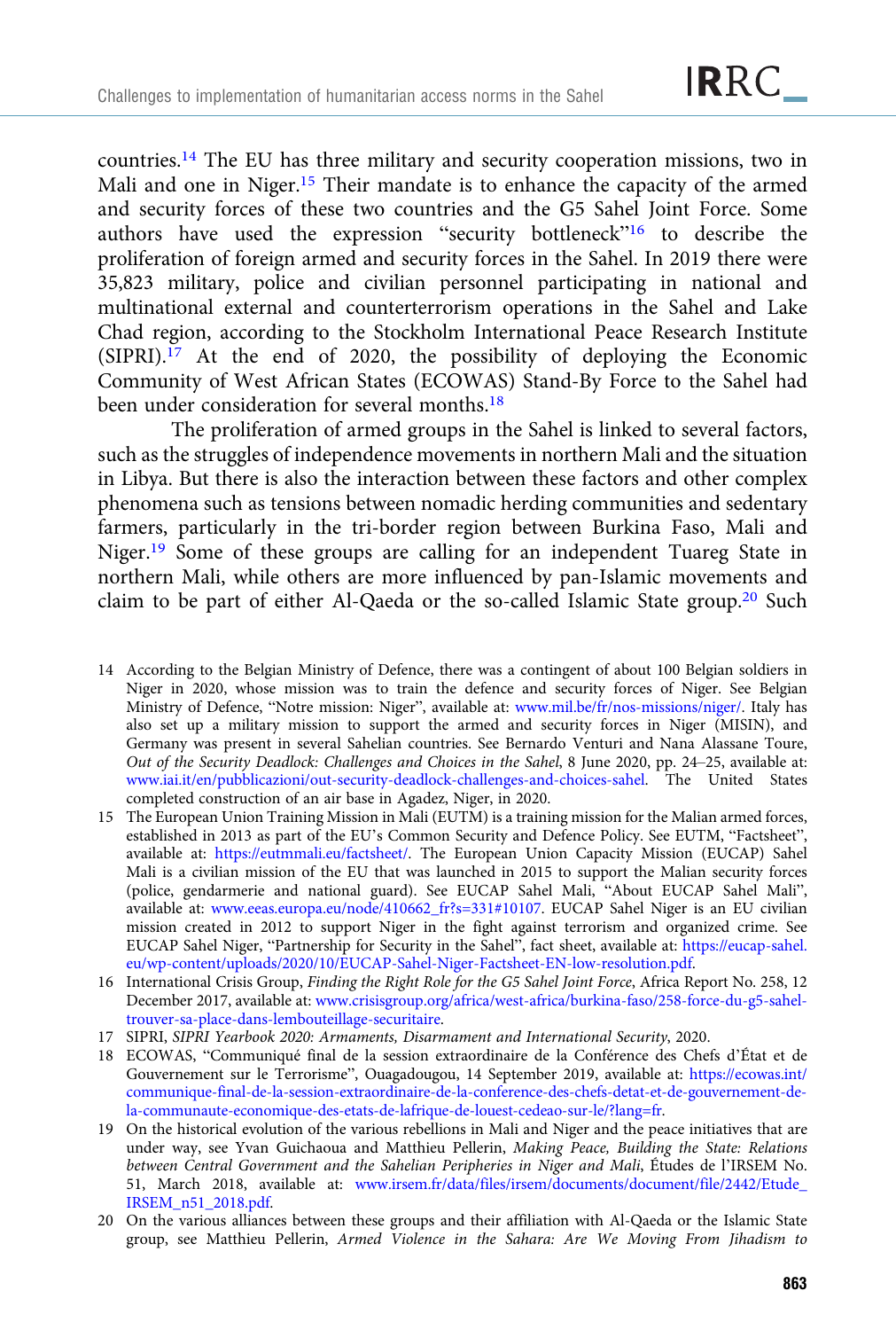countries.[14] The EU has three military and security cooperation missions, two in Mali and one in Niger.[15] Their mandate is to enhance the capacity of the armed and security forces of these two countries and the G5 Sahel Joint Force. Some authors have used the expression "security bottleneck"[16] to describe the proliferation of foreign armed and security forces in the Sahel. In 2019 there were 35,823 military, police and civilian personnel participating in national and multinational external and counterterrorism operations in the Sahel and Lake Chad region, according to the Stockholm International Peace Research Institute (SIPRI).[17] At the end of 2020, the possibility of deploying the Economic Community of West African States (ECOWAS) Stand-By Force to the Sahel had been under consideration for several months.[18]

The proliferation of armed groups in the Sahel is linked to several factors, such as the struggles of independence movements in northern Mali and the situation in Libya. But there is also the interaction between these factors and other complex phenomena such as tensions between nomadic herding communities and sedentary farmers, particularly in the tri-border region between Burkina Faso, Mali and Niger.[19] Some of these groups are calling for an independent Tuareg State in northern Mali, while others are more influenced by pan-Islamic movements and claim to be part of either Al-Qaeda or the so-called Islamic State group.[20] Such

---

14 According to the Belgian Ministry of Defence, there was a contingent of about 100 Belgian soldiers in Niger in 2020, whose mission was to train the defence and security forces of Niger. See Belgian Ministry of Defence, "Notre mission: Niger", available at: www.mil.be/fr/nos-missions/niger/. Italy has also set up a military mission to support the armed and security forces in Niger (MISIN), and Germany was present in several Sahelian countries. See Bernardo Venturi and Nana Alassane Toure, *Out of the Security Deadlock: Challenges and Choices in the Sahel*, 8 June 2020, pp. 24–25, available at: www.iai.it/en/pubblicazioni/out-security-deadlock-challenges-and-choices-sahel. The United States completed construction of an air base in Agadez, Niger, in 2020.

15 The European Union Training Mission in Mali (EUTM) is a training mission for the Malian armed forces, established in 2013 as part of the EU's Common Security and Defence Policy. See EUTM, "Factsheet", available at: https://eutmmali.eu/factsheet/. The European Union Capacity Mission (EUCAP) Sahel Mali is a civilian mission of the EU that was launched in 2015 to support the Malian security forces (police, gendarmerie and national guard). See EUCAP Sahel Mali, "About EUCAP Sahel Mali", available at: www.eeas.europa.eu/node/410662_fr?s=331#10107. EUCAP Sahel Niger is an EU civilian mission created in 2012 to support Niger in the fight against terrorism and organized crime. See EUCAP Sahel Niger, "Partnership for Security in the Sahel", fact sheet, available at: https://eucap-sahel.eu/wp-content/uploads/2020/10/EUCAP-Sahel-Niger-Factsheet-EN-low-resolution.pdf.

16 International Crisis Group, *Finding the Right Role for the G5 Sahel Joint Force*, Africa Report No. 258, 12 December 2017, available at: www.crisisgroup.org/africa/west-africa/burkina-faso/258-force-du-g5-sahel-trouver-sa-place-dans-lembouteillage-securitaire.

17 SIPRI, *SIPRI Yearbook 2020: Armaments, Disarmament and International Security*, 2020.

18 ECOWAS, "Communiqué final de la session extraordinaire de la Conférence des Chefs d'État et de Gouvernement sur le Terrorisme", Ouagadougou, 14 September 2019, available at: https://ecowas.int/communique-final-de-la-session-extraordinaire-de-la-conference-des-chefs-detat-et-de-gouvernement-de-la-communaute-economique-des-etats-de-lafrique-de-louest-cedeao-sur-le/?lang=fr.

19 On the historical evolution of the various rebellions in Mali and Niger and the peace initiatives that are under way, see Yvan Guichaoua and Matthieu Pellerin, *Making Peace, Building the State: Relations between Central Government and the Sahelian Peripheries in Niger and Mali*, Études de l'IRSEM No. 51, March 2018, available at: www.irsem.fr/data/files/irsem/documents/document/file/2442/Etude_IRSEM_n51_2018.pdf.

20 On the various alliances between these groups and their affiliation with Al-Qaeda or the Islamic State group, see Matthieu Pellerin, *Armed Violence in the Sahara: Are We Moving From Jihadism to*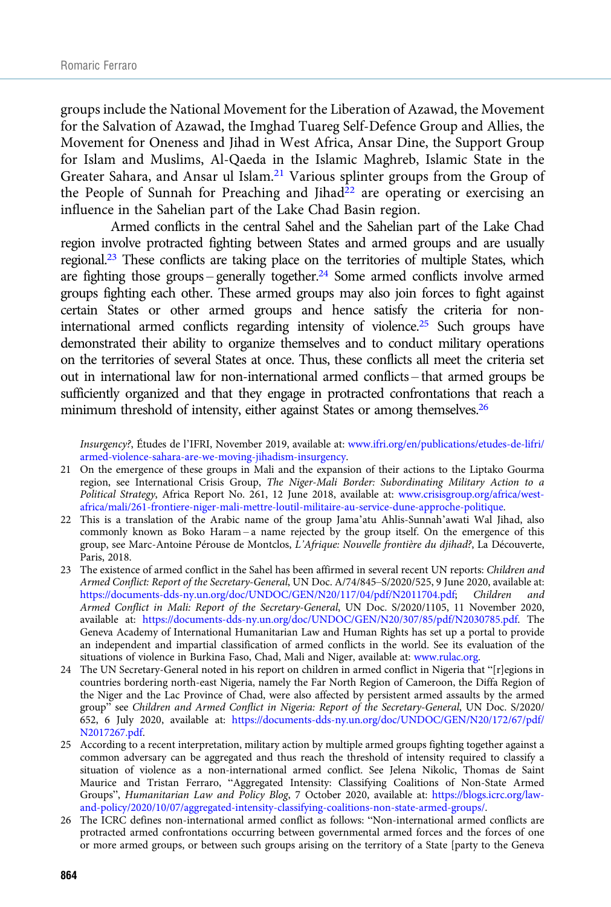groups include the National Movement for the Liberation of Azawad, the Movement for the Salvation of Azawad, the Imghad Tuareg Self-Defence Group and Allies, the Movement for Oneness and Jihad in West Africa, Ansar Dine, the Support Group for Islam and Muslims, Al-Qaeda in the Islamic Maghreb, Islamic State in the Greater Sahara, and Ansar ul Islam.[21] Various splinter groups from the Group of the People of Sunnah for Preaching and Jihad[22] are operating or exercising an influence in the Sahelian part of the Lake Chad Basin region.

Armed conflicts in the central Sahel and the Sahelian part of the Lake Chad region involve protracted fighting between States and armed groups and are usually regional.[23] These conflicts are taking place on the territories of multiple States, which are fighting those groups – generally together.[24] Some armed conflicts involve armed groups fighting each other. These armed groups may also join forces to fight against certain States or other armed groups and hence satisfy the criteria for non-international armed conflicts regarding intensity of violence.[25] Such groups have demonstrated their ability to organize themselves and to conduct military operations on the territories of several States at once. Thus, these conflicts all meet the criteria set out in international law for non-international armed conflicts – that armed groups be sufficiently organized and that they engage in protracted confrontations that reach a minimum threshold of intensity, either against States or among themselves.[26]

*Insurgency?*, Études de l'IFRI, November 2019, available at: www.ifri.org/en/publications/etudes-de-lifri/armed-violence-sahara-are-we-moving-jihadism-insurgency.

21 On the emergence of these groups in Mali and the expansion of their actions to the Liptako Gourma region, see International Crisis Group, *The Niger-Mali Border: Subordinating Military Action to a Political Strategy*, Africa Report No. 261, 12 June 2018, available at: www.crisisgroup.org/africa/west-africa/mali/261-frontiere-niger-mali-mettre-loutil-militaire-au-service-dune-approche-politique.

22 This is a translation of the Arabic name of the group Jama'atu Ahlis-Sunnah'awati Wal Jihad, also commonly known as Boko Haram – a name rejected by the group itself. On the emergence of this group, see Marc-Antoine Pérouse de Montclos, *L'Afrique: Nouvelle frontière du djihad?*, La Découverte, Paris, 2018.

23 The existence of armed conflict in the Sahel has been affirmed in several recent UN reports: *Children and Armed Conflict: Report of the Secretary-General*, UN Doc. A/74/845–S/2020/525, 9 June 2020, available at: https://documents-dds-ny.un.org/doc/UNDOC/GEN/N20/117/04/pdf/N2011704.pdf; *Children and Armed Conflict in Mali: Report of the Secretary-General*, UN Doc. S/2020/1105, 11 November 2020, available at: https://documents-dds-ny.un.org/doc/UNDOC/GEN/N20/307/85/pdf/N2030785.pdf. The Geneva Academy of International Humanitarian Law and Human Rights has set up a portal to provide an independent and impartial classification of armed conflicts in the world. See its evaluation of the situations of violence in Burkina Faso, Chad, Mali and Niger, available at: www.rulac.org.

24 The UN Secretary-General noted in his report on children in armed conflict in Nigeria that "[r]egions in countries bordering north-east Nigeria, namely the Far North Region of Cameroon, the Diffa Region of the Niger and the Lac Province of Chad, were also affected by persistent armed assaults by the armed group" see *Children and Armed Conflict in Nigeria: Report of the Secretary-General*, UN Doc. S/2020/652, 6 July 2020, available at: https://documents-dds-ny.un.org/doc/UNDOC/GEN/N20/172/67/pdf/N2017267.pdf.

25 According to a recent interpretation, military action by multiple armed groups fighting together against a common adversary can be aggregated and thus reach the threshold of intensity required to classify a situation of violence as a non-international armed conflict. See Jelena Nikolic, Thomas de Saint Maurice and Tristan Ferraro, "Aggregated Intensity: Classifying Coalitions of Non-State Armed Groups", *Humanitarian Law and Policy Blog*, 7 October 2020, available at: https://blogs.icrc.org/law-and-policy/2020/10/07/aggregated-intensity-classifying-coalitions-non-state-armed-groups/.

26 The ICRC defines non-international armed conflict as follows: "Non-international armed conflicts are protracted armed confrontations occurring between governmental armed forces and the forces of one or more armed groups, or between such groups arising on the territory of a State [party to the Geneva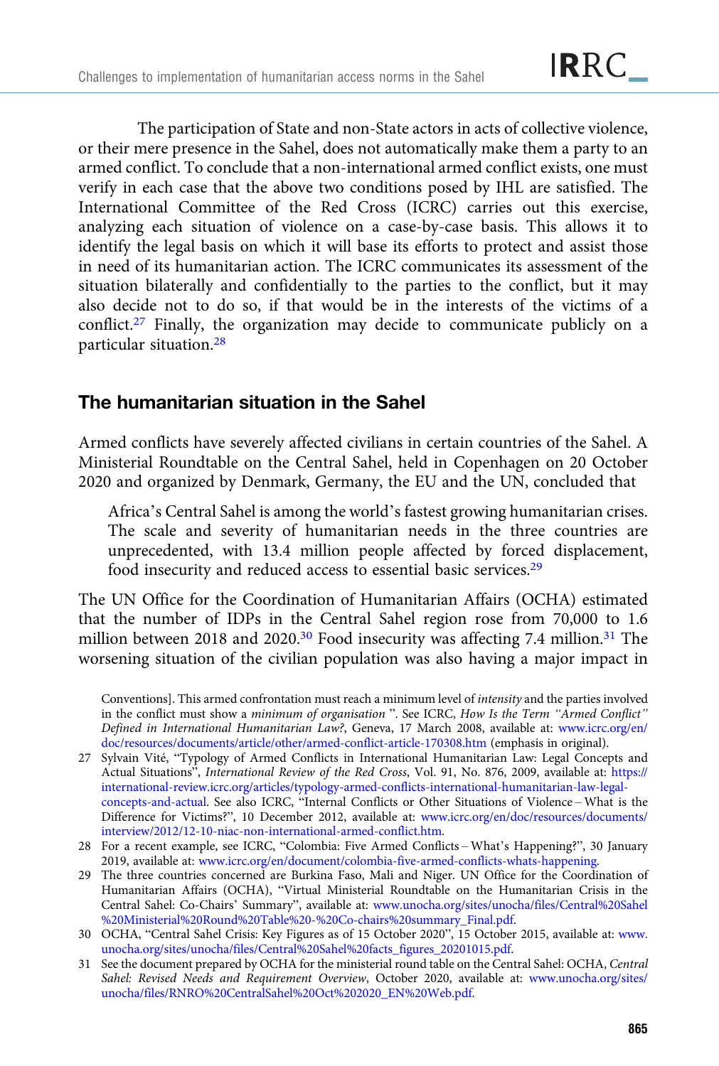The participation of State and non-State actors in acts of collective violence, or their mere presence in the Sahel, does not automatically make them a party to an armed conflict. To conclude that a non-international armed conflict exists, one must verify in each case that the above two conditions posed by IHL are satisfied. The International Committee of the Red Cross (ICRC) carries out this exercise, analyzing each situation of violence on a case-by-case basis. This allows it to identify the legal basis on which it will base its efforts to protect and assist those in need of its humanitarian action. The ICRC communicates its assessment of the situation bilaterally and confidentially to the parties to the conflict, but it may also decide not to do so, if that would be in the interests of the victims of a conflict.[27] Finally, the organization may decide to communicate publicly on a particular situation.[28]

## The humanitarian situation in the Sahel

Armed conflicts have severely affected civilians in certain countries of the Sahel. A Ministerial Roundtable on the Central Sahel, held in Copenhagen on 20 October 2020 and organized by Denmark, Germany, the EU and the UN, concluded that

> Africa's Central Sahel is among the world's fastest growing humanitarian crises. The scale and severity of humanitarian needs in the three countries are unprecedented, with 13.4 million people affected by forced displacement, food insecurity and reduced access to essential basic services.[29]

The UN Office for the Coordination of Humanitarian Affairs (OCHA) estimated that the number of IDPs in the Central Sahel region rose from 70,000 to 1.6 million between 2018 and 2020.[30] Food insecurity was affecting 7.4 million.[31] The worsening situation of the civilian population was also having a major impact in

---

Conventions]. This armed confrontation must reach a minimum level of *intensity* and the parties involved in the conflict must show a *minimum of organisation* ". See ICRC, *How Is the Term "Armed Conflict" Defined in International Humanitarian Law?*, Geneva, 17 March 2008, available at: www.icrc.org/en/doc/resources/documents/article/other/armed-conflict-article-170308.htm (emphasis in original).

27 Sylvain Vité, "Typology of Armed Conflicts in International Humanitarian Law: Legal Concepts and Actual Situations", *International Review of the Red Cross*, Vol. 91, No. 876, 2009, available at: https://international-review.icrc.org/articles/typology-armed-conflicts-international-humanitarian-law-legal-concepts-and-actual. See also ICRC, "Internal Conflicts or Other Situations of Violence – What is the Difference for Victims?", 10 December 2012, available at: www.icrc.org/en/doc/resources/documents/interview/2012/12-10-niac-non-international-armed-conflict.htm.

28 For a recent example, see ICRC, "Colombia: Five Armed Conflicts – What's Happening?", 30 January 2019, available at: www.icrc.org/en/document/colombia-five-armed-conflicts-whats-happening.

29 The three countries concerned are Burkina Faso, Mali and Niger. UN Office for the Coordination of Humanitarian Affairs (OCHA), "Virtual Ministerial Roundtable on the Humanitarian Crisis in the Central Sahel: Co-Chairs' Summary", available at: www.unocha.org/sites/unocha/files/Central%20Sahel%20Ministerial%20Round%20Table%20-%20Co-chairs%20summary_Final.pdf.

30 OCHA, "Central Sahel Crisis: Key Figures as of 15 October 2020", 15 October 2015, available at: www.unocha.org/sites/unocha/files/Central%20Sahel%20facts_figures_20201015.pdf.

31 See the document prepared by OCHA for the ministerial round table on the Central Sahel: OCHA, *Central Sahel: Revised Needs and Requirement Overview*, October 2020, available at: www.unocha.org/sites/unocha/files/RNRO%20CentralSahel%20Oct%202020_EN%20Web.pdf.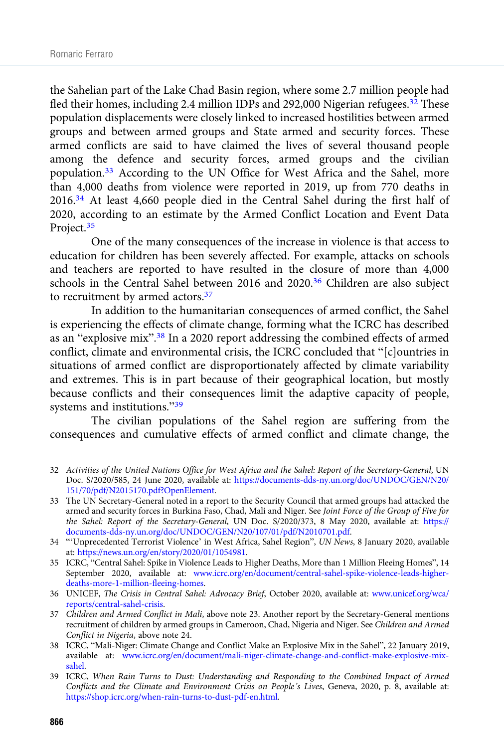the Sahelian part of the Lake Chad Basin region, where some 2.7 million people had fled their homes, including 2.4 million IDPs and 292,000 Nigerian refugees.[32] These population displacements were closely linked to increased hostilities between armed groups and between armed groups and State armed and security forces. These armed conflicts are said to have claimed the lives of several thousand people among the defence and security forces, armed groups and the civilian population.[33] According to the UN Office for West Africa and the Sahel, more than 4,000 deaths from violence were reported in 2019, up from 770 deaths in 2016.[34] At least 4,660 people died in the Central Sahel during the first half of 2020, according to an estimate by the Armed Conflict Location and Event Data Project.[35]

One of the many consequences of the increase in violence is that access to education for children has been severely affected. For example, attacks on schools and teachers are reported to have resulted in the closure of more than 4,000 schools in the Central Sahel between 2016 and 2020.[36] Children are also subject to recruitment by armed actors.[37]

In addition to the humanitarian consequences of armed conflict, the Sahel is experiencing the effects of climate change, forming what the ICRC has described as an "explosive mix".[38] In a 2020 report addressing the combined effects of armed conflict, climate and environmental crisis, the ICRC concluded that "[c]ountries in situations of armed conflict are disproportionately affected by climate variability and extremes. This is in part because of their geographical location, but mostly because conflicts and their consequences limit the adaptive capacity of people, systems and institutions."[39]

The civilian populations of the Sahel region are suffering from the consequences and cumulative effects of armed conflict and climate change, the

---

32 *Activities of the United Nations Office for West Africa and the Sahel: Report of the Secretary-General*, UN Doc. S/2020/585, 24 June 2020, available at: https://documents-dds-ny.un.org/doc/UNDOC/GEN/N20/151/70/pdf/N2015170.pdf?OpenElement.

33 The UN Secretary-General noted in a report to the Security Council that armed groups had attacked the armed and security forces in Burkina Faso, Chad, Mali and Niger. See *Joint Force of the Group of Five for the Sahel: Report of the Secretary-General*, UN Doc. S/2020/373, 8 May 2020, available at: https://documents-dds-ny.un.org/doc/UNDOC/GEN/N20/107/01/pdf/N2010701.pdf.

34 "'Unprecedented Terrorist Violence' in West Africa, Sahel Region", *UN News*, 8 January 2020, available at: https://news.un.org/en/story/2020/01/1054981.

35 ICRC, "Central Sahel: Spike in Violence Leads to Higher Deaths, More than 1 Million Fleeing Homes", 14 September 2020, available at: www.icrc.org/en/document/central-sahel-spike-violence-leads-higher-deaths-more-1-million-fleeing-homes.

36 UNICEF, *The Crisis in Central Sahel: Advocacy Brief*, October 2020, available at: www.unicef.org/wca/reports/central-sahel-crisis.

37 *Children and Armed Conflict in Mali*, above note 23. Another report by the Secretary-General mentions recruitment of children by armed groups in Cameroon, Chad, Nigeria and Niger. See *Children and Armed Conflict in Nigeria*, above note 24.

38 ICRC, "Mali-Niger: Climate Change and Conflict Make an Explosive Mix in the Sahel", 22 January 2019, available at: www.icrc.org/en/document/mali-niger-climate-change-and-conflict-make-explosive-mix-sahel.

39 ICRC, *When Rain Turns to Dust: Understanding and Responding to the Combined Impact of Armed Conflicts and the Climate and Environment Crisis on People's Lives*, Geneva, 2020, p. 8, available at: https://shop.icrc.org/when-rain-turns-to-dust-pdf-en.html.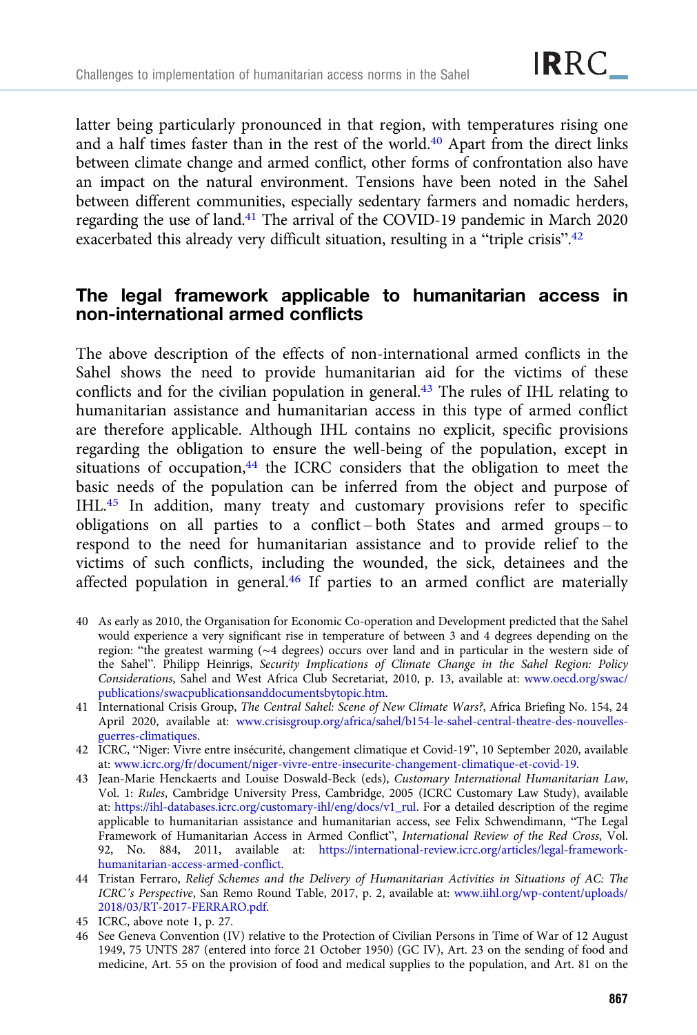latter being particularly pronounced in that region, with temperatures rising one and a half times faster than in the rest of the world.[40] Apart from the direct links between climate change and armed conflict, other forms of confrontation also have an impact on the natural environment. Tensions have been noted in the Sahel between different communities, especially sedentary farmers and nomadic herders, regarding the use of land.[41] The arrival of the COVID-19 pandemic in March 2020 exacerbated this already very difficult situation, resulting in a "triple crisis".[42]

## The legal framework applicable to humanitarian access in non-international armed conflicts

The above description of the effects of non-international armed conflicts in the Sahel shows the need to provide humanitarian aid for the victims of these conflicts and for the civilian population in general.[43] The rules of IHL relating to humanitarian assistance and humanitarian access in this type of armed conflict are therefore applicable. Although IHL contains no explicit, specific provisions regarding the obligation to ensure the well-being of the population, except in situations of occupation,[44] the ICRC considers that the obligation to meet the basic needs of the population can be inferred from the object and purpose of IHL.[45] In addition, many treaty and customary provisions refer to specific obligations on all parties to a conflict – both States and armed groups – to respond to the need for humanitarian assistance and to provide relief to the victims of such conflicts, including the wounded, the sick, detainees and the affected population in general.[46] If parties to an armed conflict are materially

40 As early as 2010, the Organisation for Economic Co-operation and Development predicted that the Sahel would experience a very significant rise in temperature of between 3 and 4 degrees depending on the region: "the greatest warming (~4 degrees) occurs over land and in particular in the western side of the Sahel". Philipp Heinrigs, *Security Implications of Climate Change in the Sahel Region: Policy Considerations*, Sahel and West Africa Club Secretariat, 2010, p. 13, available at: www.oecd.org/swac/publications/swacpublicationsanddocumentsbytopic.htm.

41 International Crisis Group, *The Central Sahel: Scene of New Climate Wars?*, Africa Briefing No. 154, 24 April 2020, available at: www.crisisgroup.org/africa/sahel/b154-le-sahel-central-theatre-des-nouvelles-guerres-climatiques.

42 ICRC, "Niger: Vivre entre insécurité, changement climatique et Covid-19", 10 September 2020, available at: www.icrc.org/fr/document/niger-vivre-entre-insecurite-changement-climatique-et-covid-19.

43 Jean-Marie Henckaerts and Louise Doswald-Beck (eds), *Customary International Humanitarian Law*, Vol. 1: *Rules*, Cambridge University Press, Cambridge, 2005 (ICRC Customary Law Study), available at: https://ihl-databases.icrc.org/customary-ihl/eng/docs/v1_rul. For a detailed description of the regime applicable to humanitarian assistance and humanitarian access, see Felix Schwendimann, "The Legal Framework of Humanitarian Access in Armed Conflict", *International Review of the Red Cross*, Vol. 92, No. 884, 2011, available at: https://international-review.icrc.org/articles/legal-framework-humanitarian-access-armed-conflict.

44 Tristan Ferraro, *Relief Schemes and the Delivery of Humanitarian Activities in Situations of AC: The ICRC's Perspective*, San Remo Round Table, 2017, p. 2, available at: www.iihl.org/wp-content/uploads/2018/03/RT-2017-FERRARO.pdf.

45 ICRC, above note 1, p. 27.

46 See Geneva Convention (IV) relative to the Protection of Civilian Persons in Time of War of 12 August 1949, 75 UNTS 287 (entered into force 21 October 1950) (GC IV), Art. 23 on the sending of food and medicine, Art. 55 on the provision of food and medical supplies to the population, and Art. 81 on the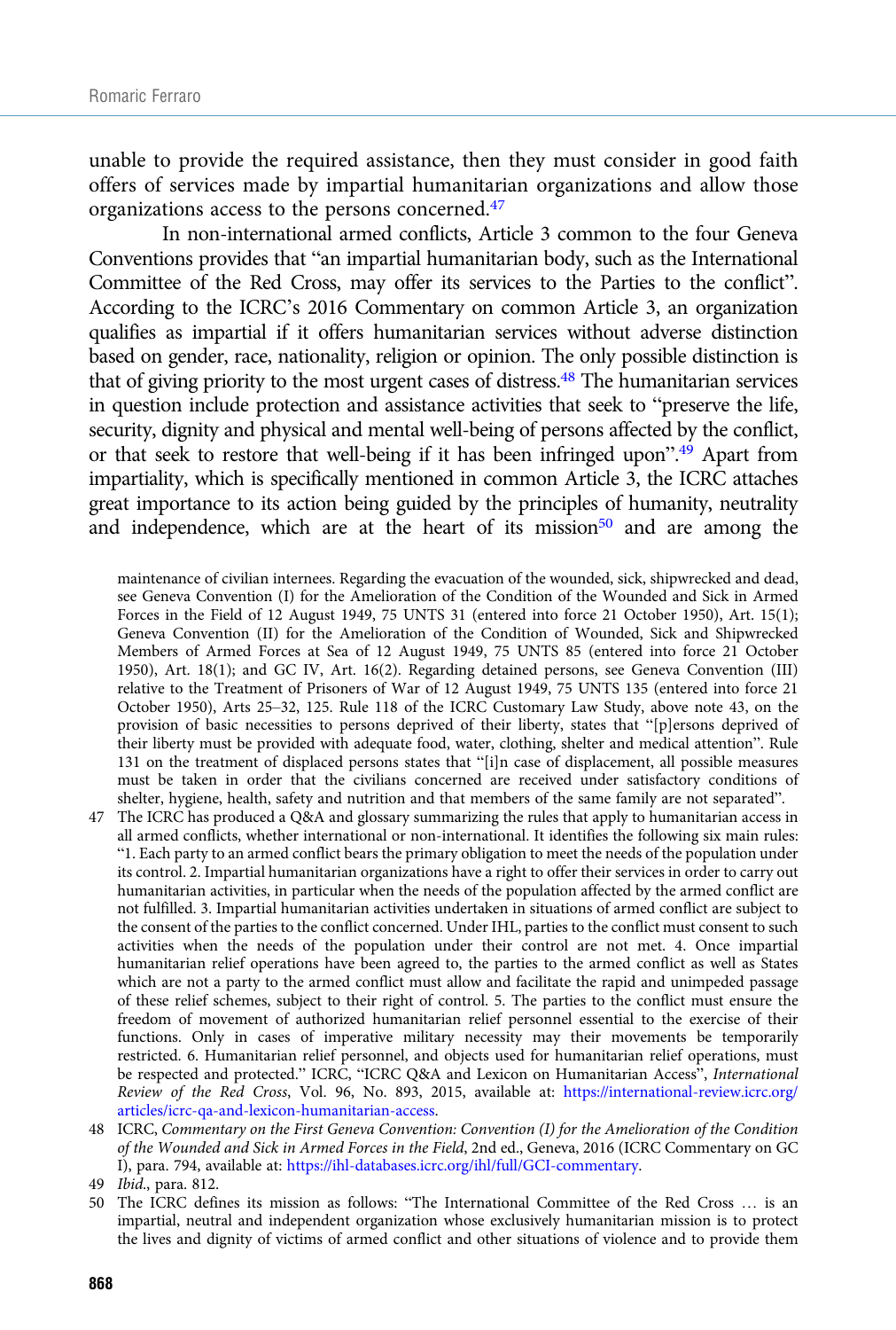unable to provide the required assistance, then they must consider in good faith offers of services made by impartial humanitarian organizations and allow those organizations access to the persons concerned.[47]

In non-international armed conflicts, Article 3 common to the four Geneva Conventions provides that "an impartial humanitarian body, such as the International Committee of the Red Cross, may offer its services to the Parties to the conflict". According to the ICRC's 2016 Commentary on common Article 3, an organization qualifies as impartial if it offers humanitarian services without adverse distinction based on gender, race, nationality, religion or opinion. The only possible distinction is that of giving priority to the most urgent cases of distress.[48] The humanitarian services in question include protection and assistance activities that seek to "preserve the life, security, dignity and physical and mental well-being of persons affected by the conflict, or that seek to restore that well-being if it has been infringed upon".[49] Apart from impartiality, which is specifically mentioned in common Article 3, the ICRC attaches great importance to its action being guided by the principles of humanity, neutrality and independence, which are at the heart of its mission[50] and are among the

maintenance of civilian internees. Regarding the evacuation of the wounded, sick, shipwrecked and dead, see Geneva Convention (I) for the Amelioration of the Condition of the Wounded and Sick in Armed Forces in the Field of 12 August 1949, 75 UNTS 31 (entered into force 21 October 1950), Art. 15(1); Geneva Convention (II) for the Amelioration of the Condition of Wounded, Sick and Shipwrecked Members of Armed Forces at Sea of 12 August 1949, 75 UNTS 85 (entered into force 21 October 1950), Art. 18(1); and GC IV, Art. 16(2). Regarding detained persons, see Geneva Convention (III) relative to the Treatment of Prisoners of War of 12 August 1949, 75 UNTS 135 (entered into force 21 October 1950), Arts 25–32, 125. Rule 118 of the ICRC Customary Law Study, above note 43, on the provision of basic necessities to persons deprived of their liberty, states that "[p]ersons deprived of their liberty must be provided with adequate food, water, clothing, shelter and medical attention". Rule 131 on the treatment of displaced persons states that "[i]n case of displacement, all possible measures must be taken in order that the civilians concerned are received under satisfactory conditions of shelter, hygiene, health, safety and nutrition and that members of the same family are not separated".

47 The ICRC has produced a Q&A and glossary summarizing the rules that apply to humanitarian access in all armed conflicts, whether international or non-international. It identifies the following six main rules: "1. Each party to an armed conflict bears the primary obligation to meet the needs of the population under its control. 2. Impartial humanitarian organizations have a right to offer their services in order to carry out humanitarian activities, in particular when the needs of the population affected by the armed conflict are not fulfilled. 3. Impartial humanitarian activities undertaken in situations of armed conflict are subject to the consent of the parties to the conflict concerned. Under IHL, parties to the conflict must consent to such activities when the needs of the population under their control are not met. 4. Once impartial humanitarian relief operations have been agreed to, the parties to the armed conflict as well as States which are not a party to the armed conflict must allow and facilitate the rapid and unimpeded passage of these relief schemes, subject to their right of control. 5. The parties to the conflict must ensure the freedom of movement of authorized humanitarian relief personnel essential to the exercise of their functions. Only in cases of imperative military necessity may their movements be temporarily restricted. 6. Humanitarian relief personnel, and objects used for humanitarian relief operations, must be respected and protected." ICRC, "ICRC Q&A and Lexicon on Humanitarian Access", *International Review of the Red Cross*, Vol. 96, No. 893, 2015, available at: https://international-review.icrc.org/articles/icrc-qa-and-lexicon-humanitarian-access.

48 ICRC, *Commentary on the First Geneva Convention: Convention (I) for the Amelioration of the Condition of the Wounded and Sick in Armed Forces in the Field*, 2nd ed., Geneva, 2016 (ICRC Commentary on GC I), para. 794, available at: https://ihl-databases.icrc.org/ihl/full/GCI-commentary.

49 *Ibid.*, para. 812.

50 The ICRC defines its mission as follows: "The International Committee of the Red Cross … is an impartial, neutral and independent organization whose exclusively humanitarian mission is to protect the lives and dignity of victims of armed conflict and other situations of violence and to provide them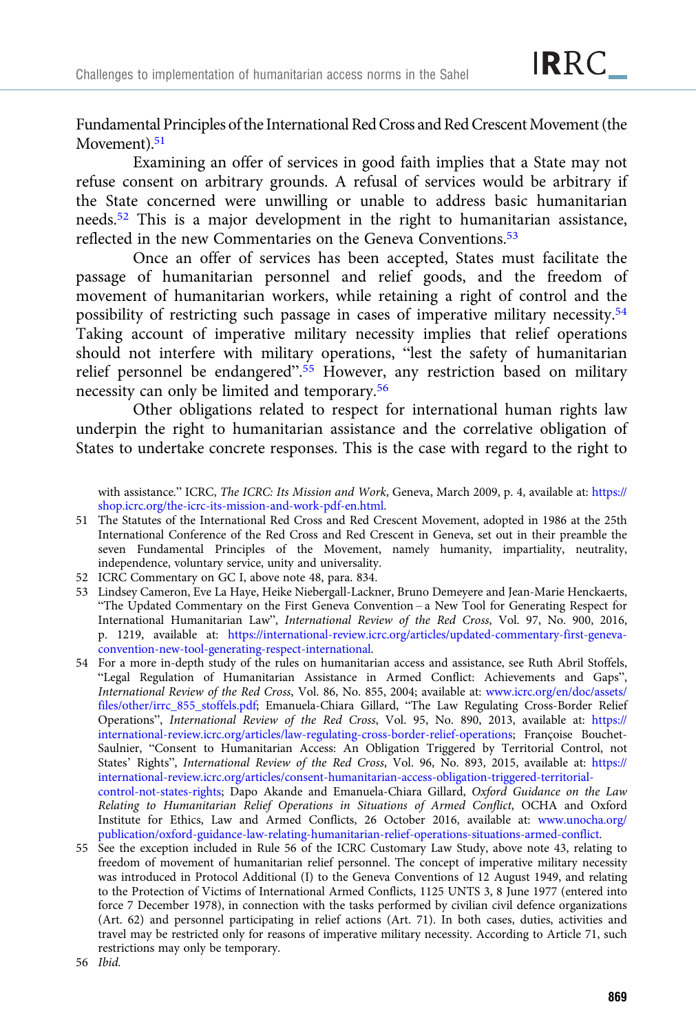Fundamental Principles of the International Red Cross and Red Crescent Movement (the Movement).[51]

Examining an offer of services in good faith implies that a State may not refuse consent on arbitrary grounds. A refusal of services would be arbitrary if the State concerned were unwilling or unable to address basic humanitarian needs.[52] This is a major development in the right to humanitarian assistance, reflected in the new Commentaries on the Geneva Conventions.[53]

Once an offer of services has been accepted, States must facilitate the passage of humanitarian personnel and relief goods, and the freedom of movement of humanitarian workers, while retaining a right of control and the possibility of restricting such passage in cases of imperative military necessity.[54] Taking account of imperative military necessity implies that relief operations should not interfere with military operations, "lest the safety of humanitarian relief personnel be endangered".[55] However, any restriction based on military necessity can only be limited and temporary.[56]

Other obligations related to respect for international human rights law underpin the right to humanitarian assistance and the correlative obligation of States to undertake concrete responses. This is the case with regard to the right to

---

with assistance." ICRC, *The ICRC: Its Mission and Work*, Geneva, March 2009, p. 4, available at: https://shop.icrc.org/the-icrc-its-mission-and-work-pdf-en.html.

51 The Statutes of the International Red Cross and Red Crescent Movement, adopted in 1986 at the 25th International Conference of the Red Cross and Red Crescent in Geneva, set out in their preamble the seven Fundamental Principles of the Movement, namely humanity, impartiality, neutrality, independence, voluntary service, unity and universality.

52 ICRC Commentary on GC I, above note 48, para. 834.

53 Lindsey Cameron, Eve La Haye, Heike Niebergall-Lackner, Bruno Demeyere and Jean-Marie Henckaerts, "The Updated Commentary on the First Geneva Convention – a New Tool for Generating Respect for International Humanitarian Law", *International Review of the Red Cross*, Vol. 97, No. 900, 2016, p. 1219, available at: https://international-review.icrc.org/articles/updated-commentary-first-geneva-convention-new-tool-generating-respect-international.

54 For a more in-depth study of the rules on humanitarian access and assistance, see Ruth Abril Stoffels, "Legal Regulation of Humanitarian Assistance in Armed Conflict: Achievements and Gaps", *International Review of the Red Cross*, Vol. 86, No. 855, 2004; available at: www.icrc.org/en/doc/assets/files/other/irrc_855_stoffels.pdf; Emanuela-Chiara Gillard, "The Law Regulating Cross-Border Relief Operations", *International Review of the Red Cross*, Vol. 95, No. 890, 2013, available at: https://international-review.icrc.org/articles/law-regulating-cross-border-relief-operations; Françoise Bouchet-Saulnier, "Consent to Humanitarian Access: An Obligation Triggered by Territorial Control, not States' Rights", *International Review of the Red Cross*, Vol. 96, No. 893, 2015, available at: https://international-review.icrc.org/articles/consent-humanitarian-access-obligation-triggered-territorial-control-not-states-rights; Dapo Akande and Emanuela-Chiara Gillard, *Oxford Guidance on the Law Relating to Humanitarian Relief Operations in Situations of Armed Conflict*, OCHA and Oxford Institute for Ethics, Law and Armed Conflicts, 26 October 2016, available at: www.unocha.org/publication/oxford-guidance-law-relating-humanitarian-relief-operations-situations-armed-conflict.

55 See the exception included in Rule 56 of the ICRC Customary Law Study, above note 43, relating to freedom of movement of humanitarian relief personnel. The concept of imperative military necessity was introduced in Protocol Additional (I) to the Geneva Conventions of 12 August 1949, and relating to the Protection of Victims of International Armed Conflicts, 1125 UNTS 3, 8 June 1977 (entered into force 7 December 1978), in connection with the tasks performed by civilian civil defence organizations (Art. 62) and personnel participating in relief actions (Art. 71). In both cases, duties, activities and travel may be restricted only for reasons of imperative military necessity. According to Article 71, such restrictions may only be temporary.

56 *Ibid.*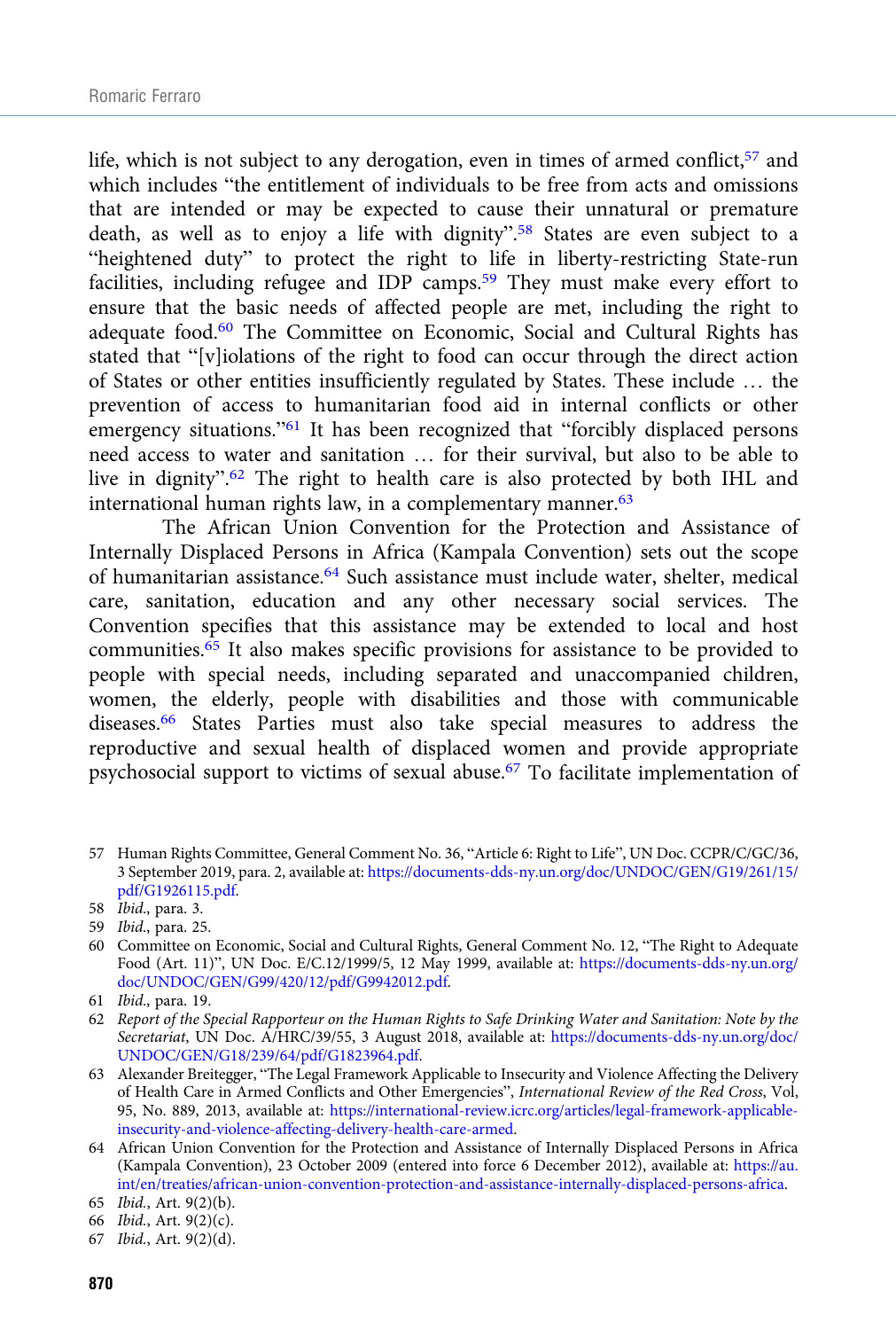life, which is not subject to any derogation, even in times of armed conflict,[57] and which includes "the entitlement of individuals to be free from acts and omissions that are intended or may be expected to cause their unnatural or premature death, as well as to enjoy a life with dignity".[58] States are even subject to a "heightened duty" to protect the right to life in liberty-restricting State-run facilities, including refugee and IDP camps.[59] They must make every effort to ensure that the basic needs of affected people are met, including the right to adequate food.[60] The Committee on Economic, Social and Cultural Rights has stated that "[v]iolations of the right to food can occur through the direct action of States or other entities insufficiently regulated by States. These include … the prevention of access to humanitarian food aid in internal conflicts or other emergency situations."[61] It has been recognized that "forcibly displaced persons need access to water and sanitation … for their survival, but also to be able to live in dignity".[62] The right to health care is also protected by both IHL and international human rights law, in a complementary manner.[63]

The African Union Convention for the Protection and Assistance of Internally Displaced Persons in Africa (Kampala Convention) sets out the scope of humanitarian assistance.[64] Such assistance must include water, shelter, medical care, sanitation, education and any other necessary social services. The Convention specifies that this assistance may be extended to local and host communities.[65] It also makes specific provisions for assistance to be provided to people with special needs, including separated and unaccompanied children, women, the elderly, people with disabilities and those with communicable diseases.[66] States Parties must also take special measures to address the reproductive and sexual health of displaced women and provide appropriate psychosocial support to victims of sexual abuse.[67] To facilitate implementation of

57 Human Rights Committee, General Comment No. 36, "Article 6: Right to Life", UN Doc. CCPR/C/GC/36, 3 September 2019, para. 2, available at: https://documents-dds-ny.un.org/doc/UNDOC/GEN/G19/261/15/pdf/G1926115.pdf.

58 *Ibid.*, para. 3.

59 *Ibid.*, para. 25.

60 Committee on Economic, Social and Cultural Rights, General Comment No. 12, "The Right to Adequate Food (Art. 11)", UN Doc. E/C.12/1999/5, 12 May 1999, available at: https://documents-dds-ny.un.org/doc/UNDOC/GEN/G99/420/12/pdf/G9942012.pdf.

61 *Ibid.*, para. 19.

62 *Report of the Special Rapporteur on the Human Rights to Safe Drinking Water and Sanitation: Note by the Secretariat*, UN Doc. A/HRC/39/55, 3 August 2018, available at: https://documents-dds-ny.un.org/doc/UNDOC/GEN/G18/239/64/pdf/G1823964.pdf.

63 Alexander Breitegger, "The Legal Framework Applicable to Insecurity and Violence Affecting the Delivery of Health Care in Armed Conflicts and Other Emergencies", *International Review of the Red Cross*, Vol, 95, No. 889, 2013, available at: https://international-review.icrc.org/articles/legal-framework-applicable-insecurity-and-violence-affecting-delivery-health-care-armed.

64 African Union Convention for the Protection and Assistance of Internally Displaced Persons in Africa (Kampala Convention), 23 October 2009 (entered into force 6 December 2012), available at: https://au.int/en/treaties/african-union-convention-protection-and-assistance-internally-displaced-persons-africa.

65 *Ibid.*, Art. 9(2)(b).

66 *Ibid.*, Art. 9(2)(c).

67 *Ibid.*, Art. 9(2)(d).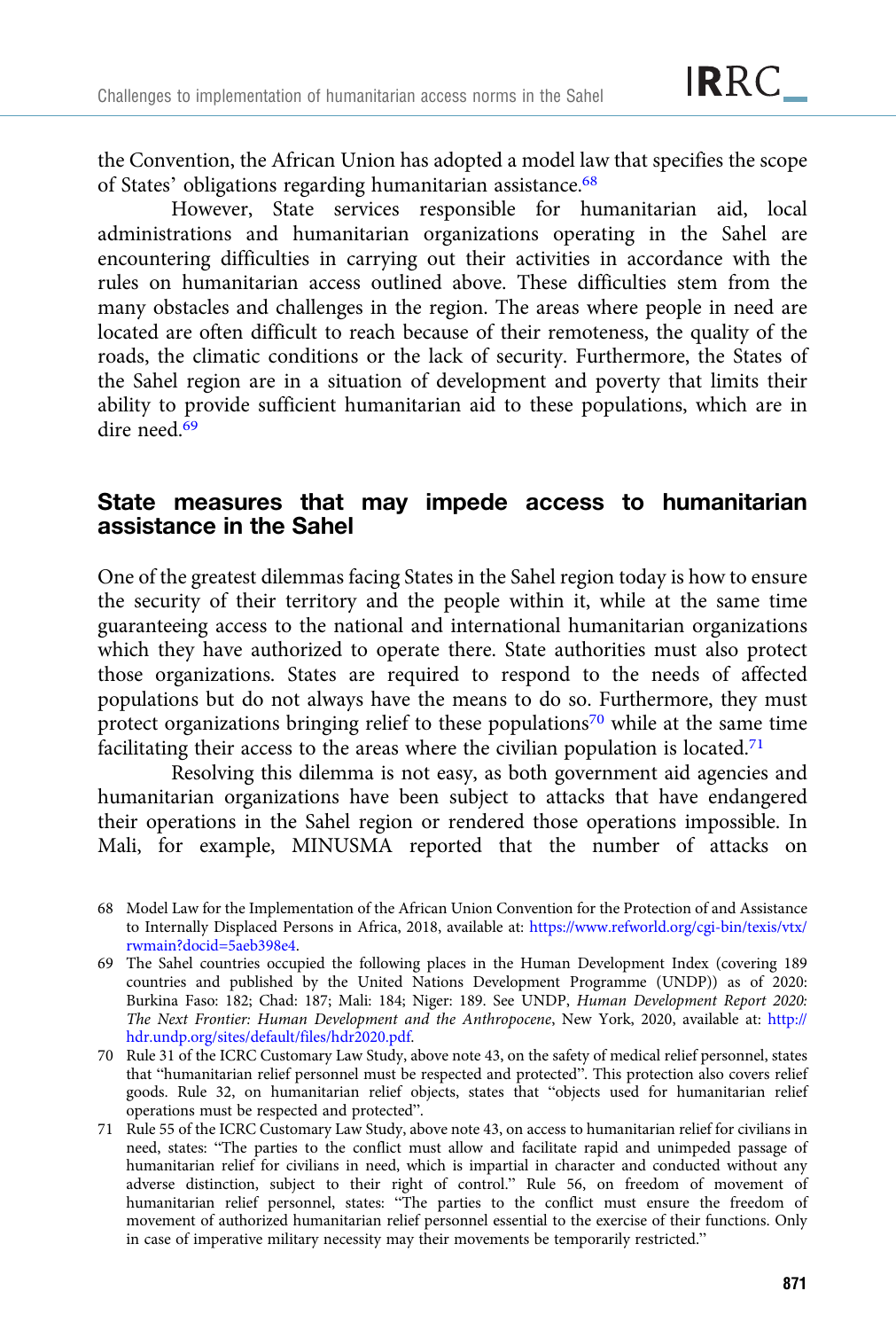the Convention, the African Union has adopted a model law that specifies the scope of States' obligations regarding humanitarian assistance.[68]

However, State services responsible for humanitarian aid, local administrations and humanitarian organizations operating in the Sahel are encountering difficulties in carrying out their activities in accordance with the rules on humanitarian access outlined above. These difficulties stem from the many obstacles and challenges in the region. The areas where people in need are located are often difficult to reach because of their remoteness, the quality of the roads, the climatic conditions or the lack of security. Furthermore, the States of the Sahel region are in a situation of development and poverty that limits their ability to provide sufficient humanitarian aid to these populations, which are in dire need.[69]

## State measures that may impede access to humanitarian assistance in the Sahel

One of the greatest dilemmas facing States in the Sahel region today is how to ensure the security of their territory and the people within it, while at the same time guaranteeing access to the national and international humanitarian organizations which they have authorized to operate there. State authorities must also protect those organizations. States are required to respond to the needs of affected populations but do not always have the means to do so. Furthermore, they must protect organizations bringing relief to these populations[70] while at the same time facilitating their access to the areas where the civilian population is located.[71]

Resolving this dilemma is not easy, as both government aid agencies and humanitarian organizations have been subject to attacks that have endangered their operations in the Sahel region or rendered those operations impossible. In Mali, for example, MINUSMA reported that the number of attacks on

---

68 Model Law for the Implementation of the African Union Convention for the Protection of and Assistance to Internally Displaced Persons in Africa, 2018, available at: https://www.refworld.org/cgi-bin/texis/vtx/rwmain?docid=5aeb398e4.

69 The Sahel countries occupied the following places in the Human Development Index (covering 189 countries and published by the United Nations Development Programme (UNDP)) as of 2020: Burkina Faso: 182; Chad: 187; Mali: 184; Niger: 189. See UNDP, *Human Development Report 2020: The Next Frontier: Human Development and the Anthropocene*, New York, 2020, available at: http://hdr.undp.org/sites/default/files/hdr2020.pdf.

70 Rule 31 of the ICRC Customary Law Study, above note 43, on the safety of medical relief personnel, states that "humanitarian relief personnel must be respected and protected". This protection also covers relief goods. Rule 32, on humanitarian relief objects, states that "objects used for humanitarian relief operations must be respected and protected".

71 Rule 55 of the ICRC Customary Law Study, above note 43, on access to humanitarian relief for civilians in need, states: "The parties to the conflict must allow and facilitate rapid and unimpeded passage of humanitarian relief for civilians in need, which is impartial in character and conducted without any adverse distinction, subject to their right of control." Rule 56, on freedom of movement of humanitarian relief personnel, states: "The parties to the conflict must ensure the freedom of movement of authorized humanitarian relief personnel essential to the exercise of their functions. Only in case of imperative military necessity may their movements be temporarily restricted."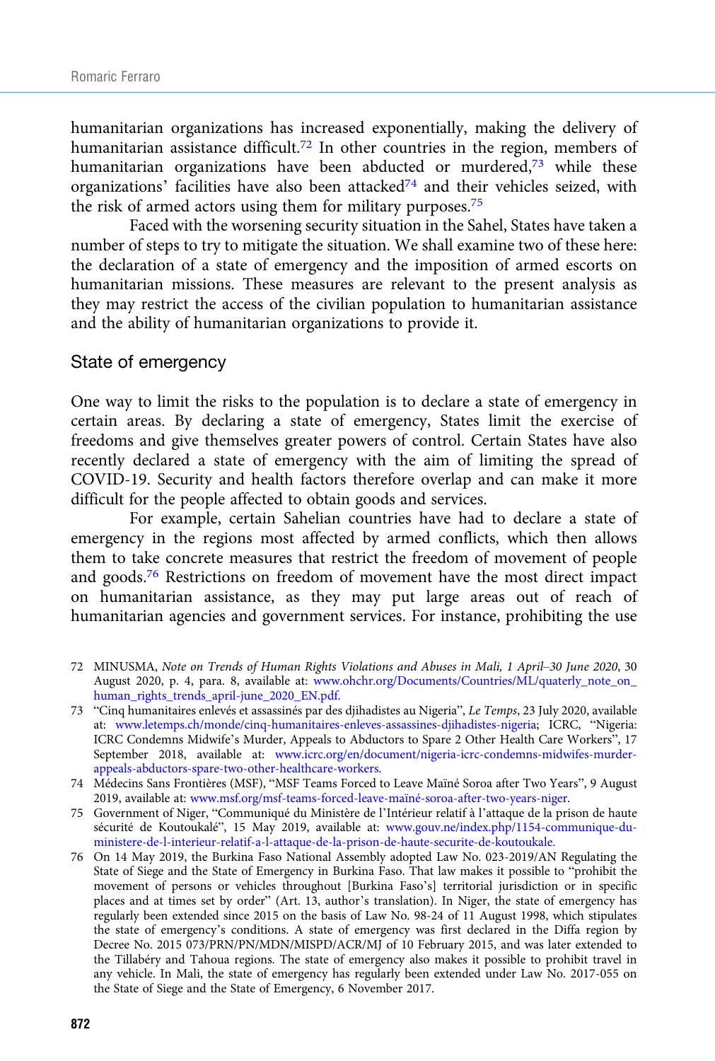humanitarian organizations has increased exponentially, making the delivery of humanitarian assistance difficult.[72] In other countries in the region, members of humanitarian organizations have been abducted or murdered,[73] while these organizations' facilities have also been attacked[74] and their vehicles seized, with the risk of armed actors using them for military purposes.[75]

Faced with the worsening security situation in the Sahel, States have taken a number of steps to try to mitigate the situation. We shall examine two of these here: the declaration of a state of emergency and the imposition of armed escorts on humanitarian missions. These measures are relevant to the present analysis as they may restrict the access of the civilian population to humanitarian assistance and the ability of humanitarian organizations to provide it.

## State of emergency

One way to limit the risks to the population is to declare a state of emergency in certain areas. By declaring a state of emergency, States limit the exercise of freedoms and give themselves greater powers of control. Certain States have also recently declared a state of emergency with the aim of limiting the spread of COVID-19. Security and health factors therefore overlap and can make it more difficult for the people affected to obtain goods and services.

For example, certain Sahelian countries have had to declare a state of emergency in the regions most affected by armed conflicts, which then allows them to take concrete measures that restrict the freedom of movement of people and goods.[76] Restrictions on freedom of movement have the most direct impact on humanitarian assistance, as they may put large areas out of reach of humanitarian agencies and government services. For instance, prohibiting the use

72 MINUSMA, *Note on Trends of Human Rights Violations and Abuses in Mali, 1 April–30 June 2020*, 30 August 2020, p. 4, para. 8, available at: www.ohchr.org/Documents/Countries/ML/quaterly_note_on_human_rights_trends_april-june_2020_EN.pdf.

73 "Cinq humanitaires enlevés et assassinés par des djihadistes au Nigeria", *Le Temps*, 23 July 2020, available at: www.letemps.ch/monde/cinq-humanitaires-enleves-assassines-djihadistes-nigeria; ICRC, "Nigeria: ICRC Condemns Midwife's Murder, Appeals to Abductors to Spare 2 Other Health Care Workers", 17 September 2018, available at: www.icrc.org/en/document/nigeria-icrc-condemns-midwifes-murder-appeals-abductors-spare-two-other-healthcare-workers.

74 Médecins Sans Frontières (MSF), "MSF Teams Forced to Leave Maïné Soroa after Two Years", 9 August 2019, available at: www.msf.org/msf-teams-forced-leave-maïné-soroa-after-two-years-niger.

75 Government of Niger, "Communiqué du Ministère de l'Intérieur relatif à l'attaque de la prison de haute sécurité de Koutoukalé", 15 May 2019, available at: www.gouv.ne/index.php/1154-communique-du-ministere-de-l-interieur-relatif-a-l-attaque-de-la-prison-de-haute-securite-de-koutoukale.

76 On 14 May 2019, the Burkina Faso National Assembly adopted Law No. 023-2019/AN Regulating the State of Siege and the State of Emergency in Burkina Faso. That law makes it possible to "prohibit the movement of persons or vehicles throughout [Burkina Faso's] territorial jurisdiction or in specific places and at times set by order" (Art. 13, author's translation). In Niger, the state of emergency has regularly been extended since 2015 on the basis of Law No. 98-24 of 11 August 1998, which stipulates the state of emergency's conditions. A state of emergency was first declared in the Diffa region by Decree No. 2015 073/PRN/PN/MDN/MISPD/ACR/MJ of 10 February 2015, and was later extended to the Tillabéry and Tahoua regions. The state of emergency also makes it possible to prohibit travel in any vehicle. In Mali, the state of emergency has regularly been extended under Law No. 2017-055 on the State of Siege and the State of Emergency, 6 November 2017.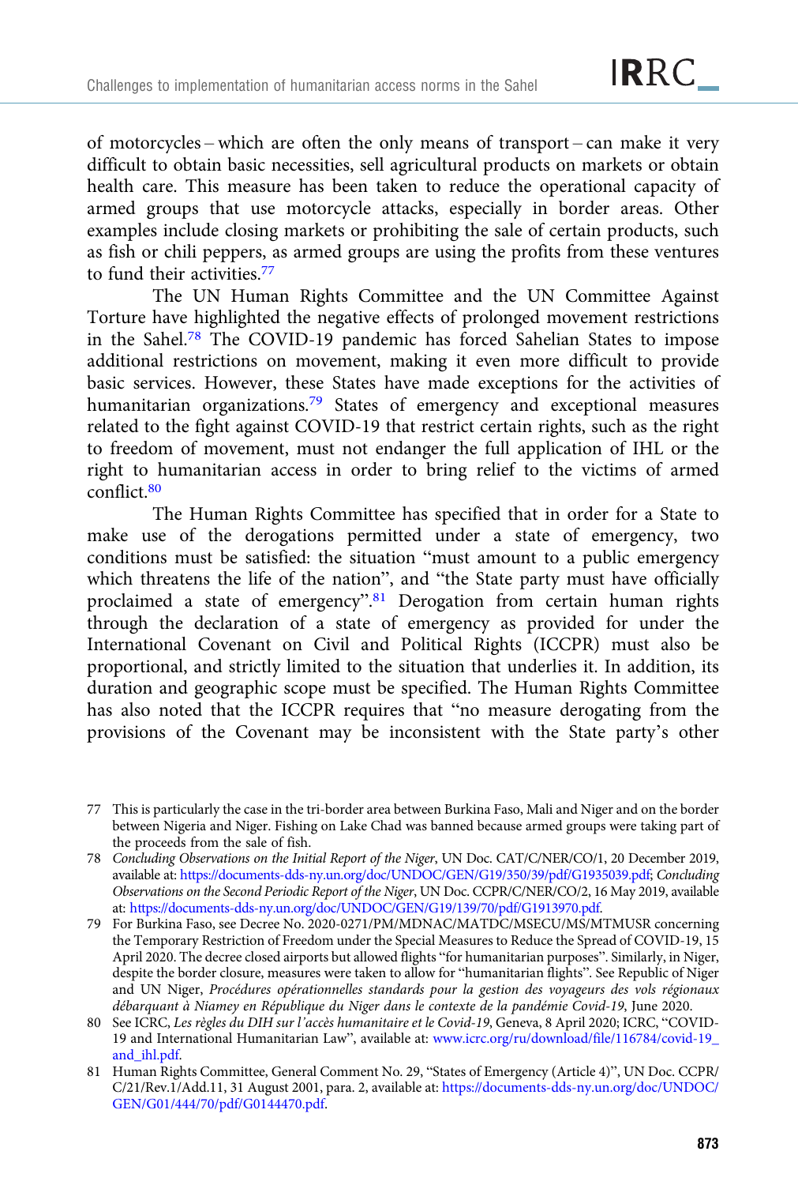of motorcycles – which are often the only means of transport – can make it very difficult to obtain basic necessities, sell agricultural products on markets or obtain health care. This measure has been taken to reduce the operational capacity of armed groups that use motorcycle attacks, especially in border areas. Other examples include closing markets or prohibiting the sale of certain products, such as fish or chili peppers, as armed groups are using the profits from these ventures to fund their activities.[77]

The UN Human Rights Committee and the UN Committee Against Torture have highlighted the negative effects of prolonged movement restrictions in the Sahel.[78] The COVID-19 pandemic has forced Sahelian States to impose additional restrictions on movement, making it even more difficult to provide basic services. However, these States have made exceptions for the activities of humanitarian organizations.[79] States of emergency and exceptional measures related to the fight against COVID-19 that restrict certain rights, such as the right to freedom of movement, must not endanger the full application of IHL or the right to humanitarian access in order to bring relief to the victims of armed conflict.[80]

The Human Rights Committee has specified that in order for a State to make use of the derogations permitted under a state of emergency, two conditions must be satisfied: the situation "must amount to a public emergency which threatens the life of the nation", and "the State party must have officially proclaimed a state of emergency".[81] Derogation from certain human rights through the declaration of a state of emergency as provided for under the International Covenant on Civil and Political Rights (ICCPR) must also be proportional, and strictly limited to the situation that underlies it. In addition, its duration and geographic scope must be specified. The Human Rights Committee has also noted that the ICCPR requires that "no measure derogating from the provisions of the Covenant may be inconsistent with the State party's other

---

77 This is particularly the case in the tri-border area between Burkina Faso, Mali and Niger and on the border between Nigeria and Niger. Fishing on Lake Chad was banned because armed groups were taking part of the proceeds from the sale of fish.

78 *Concluding Observations on the Initial Report of the Niger*, UN Doc. CAT/C/NER/CO/1, 20 December 2019, available at: https://documents-dds-ny.un.org/doc/UNDOC/GEN/G19/350/39/pdf/G1935039.pdf; *Concluding Observations on the Second Periodic Report of the Niger*, UN Doc. CCPR/C/NER/CO/2, 16 May 2019, available at: https://documents-dds-ny.un.org/doc/UNDOC/GEN/G19/139/70/pdf/G1913970.pdf.

79 For Burkina Faso, see Decree No. 2020-0271/PM/MDNAC/MATDC/MSECU/MS/MTMUSR concerning the Temporary Restriction of Freedom under the Special Measures to Reduce the Spread of COVID-19, 15 April 2020. The decree closed airports but allowed flights "for humanitarian purposes". Similarly, in Niger, despite the border closure, measures were taken to allow for "humanitarian flights". See Republic of Niger and UN Niger, *Procédures opérationnelles standards pour la gestion des voyageurs des vols régionaux débarquant à Niamey en République du Niger dans le contexte de la pandémie Covid-19*, June 2020.

80 See ICRC, *Les règles du DIH sur l'accès humanitaire et le Covid-19*, Geneva, 8 April 2020; ICRC, "COVID-19 and International Humanitarian Law", available at: www.icrc.org/ru/download/file/116784/covid-19_and_ihl.pdf.

81 Human Rights Committee, General Comment No. 29, "States of Emergency (Article 4)", UN Doc. CCPR/C/21/Rev.1/Add.11, 31 August 2001, para. 2, available at: https://documents-dds-ny.un.org/doc/UNDOC/GEN/G01/444/70/pdf/G0144470.pdf.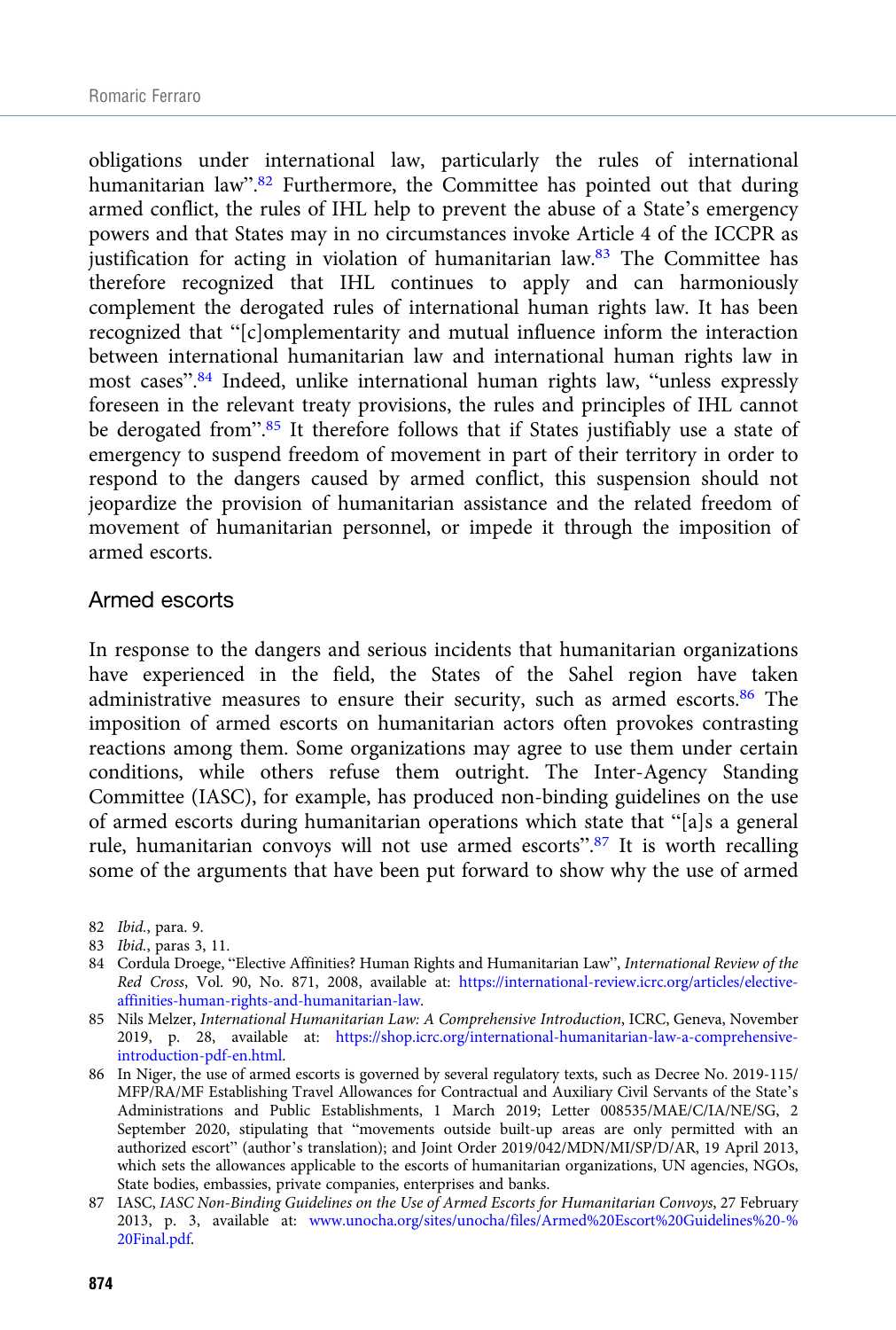obligations under international law, particularly the rules of international humanitarian law".[82] Furthermore, the Committee has pointed out that during armed conflict, the rules of IHL help to prevent the abuse of a State's emergency powers and that States may in no circumstances invoke Article 4 of the ICCPR as justification for acting in violation of humanitarian law.[83] The Committee has therefore recognized that IHL continues to apply and can harmoniously complement the derogated rules of international human rights law. It has been recognized that "[c]omplementarity and mutual influence inform the interaction between international humanitarian law and international human rights law in most cases".[84] Indeed, unlike international human rights law, "unless expressly foreseen in the relevant treaty provisions, the rules and principles of IHL cannot be derogated from".[85] It therefore follows that if States justifiably use a state of emergency to suspend freedom of movement in part of their territory in order to respond to the dangers caused by armed conflict, this suspension should not jeopardize the provision of humanitarian assistance and the related freedom of movement of humanitarian personnel, or impede it through the imposition of armed escorts.

## Armed escorts

In response to the dangers and serious incidents that humanitarian organizations have experienced in the field, the States of the Sahel region have taken administrative measures to ensure their security, such as armed escorts.[86] The imposition of armed escorts on humanitarian actors often provokes contrasting reactions among them. Some organizations may agree to use them under certain conditions, while others refuse them outright. The Inter-Agency Standing Committee (IASC), for example, has produced non-binding guidelines on the use of armed escorts during humanitarian operations which state that "[a]s a general rule, humanitarian convoys will not use armed escorts".[87] It is worth recalling some of the arguments that have been put forward to show why the use of armed

82 *Ibid.*, para. 9.

83 *Ibid.*, paras 3, 11.

84 Cordula Droege, "Elective Affinities? Human Rights and Humanitarian Law", *International Review of the Red Cross*, Vol. 90, No. 871, 2008, available at: https://international-review.icrc.org/articles/elective-affinities-human-rights-and-humanitarian-law.

85 Nils Melzer, *International Humanitarian Law: A Comprehensive Introduction*, ICRC, Geneva, November 2019, p. 28, available at: https://shop.icrc.org/international-humanitarian-law-a-comprehensive-introduction-pdf-en.html.

86 In Niger, the use of armed escorts is governed by several regulatory texts, such as Decree No. 2019-115/MFP/RA/MF Establishing Travel Allowances for Contractual and Auxiliary Civil Servants of the State's Administrations and Public Establishments, 1 March 2019; Letter 008535/MAE/C/IA/NE/SG, 2 September 2020, stipulating that "movements outside built-up areas are only permitted with an authorized escort" (author's translation); and Joint Order 2019/042/MDN/MI/SP/D/AR, 19 April 2013, which sets the allowances applicable to the escorts of humanitarian organizations, UN agencies, NGOs, State bodies, embassies, private companies, enterprises and banks.

87 IASC, *IASC Non-Binding Guidelines on the Use of Armed Escorts for Humanitarian Convoys*, 27 February 2013, p. 3, available at: www.unocha.org/sites/unocha/files/Armed%20Escort%20Guidelines%20-%20Final.pdf.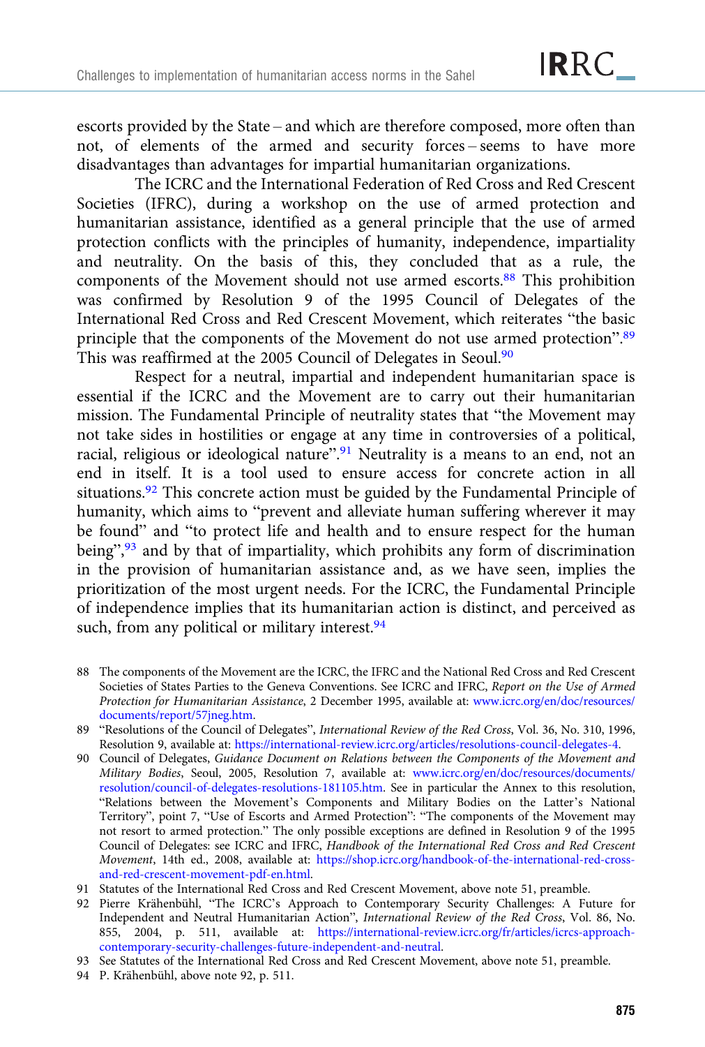escorts provided by the State – and which are therefore composed, more often than not, of elements of the armed and security forces – seems to have more disadvantages than advantages for impartial humanitarian organizations.

The ICRC and the International Federation of Red Cross and Red Crescent Societies (IFRC), during a workshop on the use of armed protection and humanitarian assistance, identified as a general principle that the use of armed protection conflicts with the principles of humanity, independence, impartiality and neutrality. On the basis of this, they concluded that as a rule, the components of the Movement should not use armed escorts.[88] This prohibition was confirmed by Resolution 9 of the 1995 Council of Delegates of the International Red Cross and Red Crescent Movement, which reiterates "the basic principle that the components of the Movement do not use armed protection".[89] This was reaffirmed at the 2005 Council of Delegates in Seoul.[90]

Respect for a neutral, impartial and independent humanitarian space is essential if the ICRC and the Movement are to carry out their humanitarian mission. The Fundamental Principle of neutrality states that "the Movement may not take sides in hostilities or engage at any time in controversies of a political, racial, religious or ideological nature".[91] Neutrality is a means to an end, not an end in itself. It is a tool used to ensure access for concrete action in all situations.[92] This concrete action must be guided by the Fundamental Principle of humanity, which aims to "prevent and alleviate human suffering wherever it may be found" and "to protect life and health and to ensure respect for the human being",[93] and by that of impartiality, which prohibits any form of discrimination in the provision of humanitarian assistance and, as we have seen, implies the prioritization of the most urgent needs. For the ICRC, the Fundamental Principle of independence implies that its humanitarian action is distinct, and perceived as such, from any political or military interest.[94]

---

88 The components of the Movement are the ICRC, the IFRC and the National Red Cross and Red Crescent Societies of States Parties to the Geneva Conventions. See ICRC and IFRC, *Report on the Use of Armed Protection for Humanitarian Assistance*, 2 December 1995, available at: www.icrc.org/en/doc/resources/documents/report/57jneg.htm.

89 "Resolutions of the Council of Delegates", *International Review of the Red Cross*, Vol. 36, No. 310, 1996, Resolution 9, available at: https://international-review.icrc.org/articles/resolutions-council-delegates-4.

90 Council of Delegates, *Guidance Document on Relations between the Components of the Movement and Military Bodies*, Seoul, 2005, Resolution 7, available at: www.icrc.org/en/doc/resources/documents/resolution/council-of-delegates-resolutions-181105.htm. See in particular the Annex to this resolution, "Relations between the Movement's Components and Military Bodies on the Latter's National Territory", point 7, "Use of Escorts and Armed Protection": "The components of the Movement may not resort to armed protection." The only possible exceptions are defined in Resolution 9 of the 1995 Council of Delegates: see ICRC and IFRC, *Handbook of the International Red Cross and Red Crescent Movement*, 14th ed., 2008, available at: https://shop.icrc.org/handbook-of-the-international-red-cross-and-red-crescent-movement-pdf-en.html.

91 Statutes of the International Red Cross and Red Crescent Movement, above note 51, preamble.

92 Pierre Krähenbühl, "The ICRC's Approach to Contemporary Security Challenges: A Future for Independent and Neutral Humanitarian Action", *International Review of the Red Cross*, Vol. 86, No. 855, 2004, p. 511, available at: https://international-review.icrc.org/fr/articles/icrcs-approach-contemporary-security-challenges-future-independent-and-neutral.

93 See Statutes of the International Red Cross and Red Crescent Movement, above note 51, preamble.

94 P. Krähenbühl, above note 92, p. 511.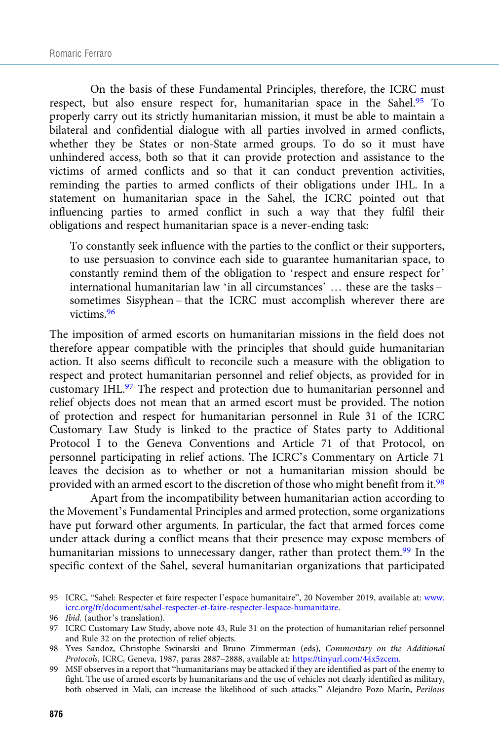On the basis of these Fundamental Principles, therefore, the ICRC must respect, but also ensure respect for, humanitarian space in the Sahel.[95] To properly carry out its strictly humanitarian mission, it must be able to maintain a bilateral and confidential dialogue with all parties involved in armed conflicts, whether they be States or non-State armed groups. To do so it must have unhindered access, both so that it can provide protection and assistance to the victims of armed conflicts and so that it can conduct prevention activities, reminding the parties to armed conflicts of their obligations under IHL. In a statement on humanitarian space in the Sahel, the ICRC pointed out that influencing parties to armed conflict in such a way that they fulfil their obligations and respect humanitarian space is a never-ending task:

> To constantly seek influence with the parties to the conflict or their supporters, to use persuasion to convince each side to guarantee humanitarian space, to constantly remind them of the obligation to 'respect and ensure respect for' international humanitarian law 'in all circumstances' … these are the tasks – sometimes Sisyphean – that the ICRC must accomplish wherever there are victims.[96]

The imposition of armed escorts on humanitarian missions in the field does not therefore appear compatible with the principles that should guide humanitarian action. It also seems difficult to reconcile such a measure with the obligation to respect and protect humanitarian personnel and relief objects, as provided for in customary IHL.[97] The respect and protection due to humanitarian personnel and relief objects does not mean that an armed escort must be provided. The notion of protection and respect for humanitarian personnel in Rule 31 of the ICRC Customary Law Study is linked to the practice of States party to Additional Protocol I to the Geneva Conventions and Article 71 of that Protocol, on personnel participating in relief actions. The ICRC's Commentary on Article 71 leaves the decision as to whether or not a humanitarian mission should be provided with an armed escort to the discretion of those who might benefit from it.[98]

Apart from the incompatibility between humanitarian action according to the Movement's Fundamental Principles and armed protection, some organizations have put forward other arguments. In particular, the fact that armed forces come under attack during a conflict means that their presence may expose members of humanitarian missions to unnecessary danger, rather than protect them.[99] In the specific context of the Sahel, several humanitarian organizations that participated

95 ICRC, "Sahel: Respecter et faire respecter l'espace humanitaire", 20 November 2019, available at: www.icrc.org/fr/document/sahel-respecter-et-faire-respecter-lespace-humanitaire.

96 *Ibid.* (author's translation).

97 ICRC Customary Law Study, above note 43, Rule 31 on the protection of humanitarian relief personnel and Rule 32 on the protection of relief objects.

98 Yves Sandoz, Christophe Swinarski and Bruno Zimmerman (eds), *Commentary on the Additional Protocols*, ICRC, Geneva, 1987, paras 2887–2888, available at: https://tinyurl.com/44x5zcem.

99 MSF observes in a report that "humanitarians may be attacked if they are identified as part of the enemy to fight. The use of armed escorts by humanitarians and the use of vehicles not clearly identified as military, both observed in Mali, can increase the likelihood of such attacks." Alejandro Pozo Marín, *Perilous*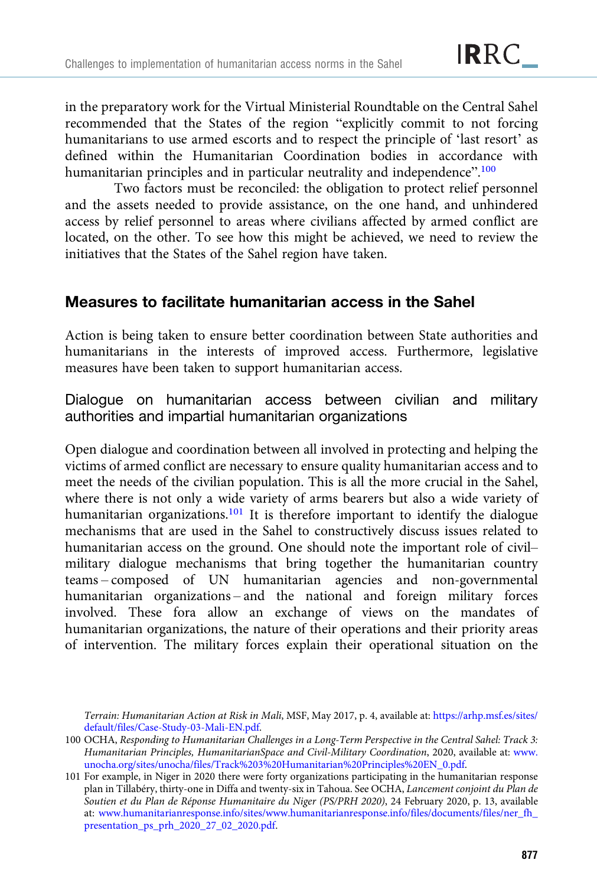in the preparatory work for the Virtual Ministerial Roundtable on the Central Sahel recommended that the States of the region "explicitly commit to not forcing humanitarians to use armed escorts and to respect the principle of 'last resort' as defined within the Humanitarian Coordination bodies in accordance with humanitarian principles and in particular neutrality and independence".[100]

Two factors must be reconciled: the obligation to protect relief personnel and the assets needed to provide assistance, on the one hand, and unhindered access by relief personnel to areas where civilians affected by armed conflict are located, on the other. To see how this might be achieved, we need to review the initiatives that the States of the Sahel region have taken.

## Measures to facilitate humanitarian access in the Sahel

Action is being taken to ensure better coordination between State authorities and humanitarians in the interests of improved access. Furthermore, legislative measures have been taken to support humanitarian access.

### Dialogue on humanitarian access between civilian and military authorities and impartial humanitarian organizations

Open dialogue and coordination between all involved in protecting and helping the victims of armed conflict are necessary to ensure quality humanitarian access and to meet the needs of the civilian population. This is all the more crucial in the Sahel, where there is not only a wide variety of arms bearers but also a wide variety of humanitarian organizations.[101] It is therefore important to identify the dialogue mechanisms that are used in the Sahel to constructively discuss issues related to humanitarian access on the ground. One should note the important role of civil–military dialogue mechanisms that bring together the humanitarian country teams – composed of UN humanitarian agencies and non-governmental humanitarian organizations – and the national and foreign military forces involved. These fora allow an exchange of views on the mandates of humanitarian organizations, the nature of their operations and their priority areas of intervention. The military forces explain their operational situation on the

*Terrain: Humanitarian Action at Risk in Mali*, MSF, May 2017, p. 4, available at: https://arhp.msf.es/sites/default/files/Case-Study-03-Mali-EN.pdf.

100 OCHA, *Responding to Humanitarian Challenges in a Long-Term Perspective in the Central Sahel: Track 3: Humanitarian Principles, HumanitarianSpace and Civil-Military Coordination*, 2020, available at: www.unocha.org/sites/unocha/files/Track%203%20Humanitarian%20Principles%20EN_0.pdf.

101 For example, in Niger in 2020 there were forty organizations participating in the humanitarian response plan in Tillabéry, thirty-one in Diffa and twenty-six in Tahoua. See OCHA, *Lancement conjoint du Plan de Soutien et du Plan de Réponse Humanitaire du Niger (PS/PRH 2020)*, 24 February 2020, p. 13, available at: www.humanitarianresponse.info/sites/www.humanitarianresponse.info/files/documents/files/ner_fh_presentation_ps_prh_2020_27_02_2020.pdf.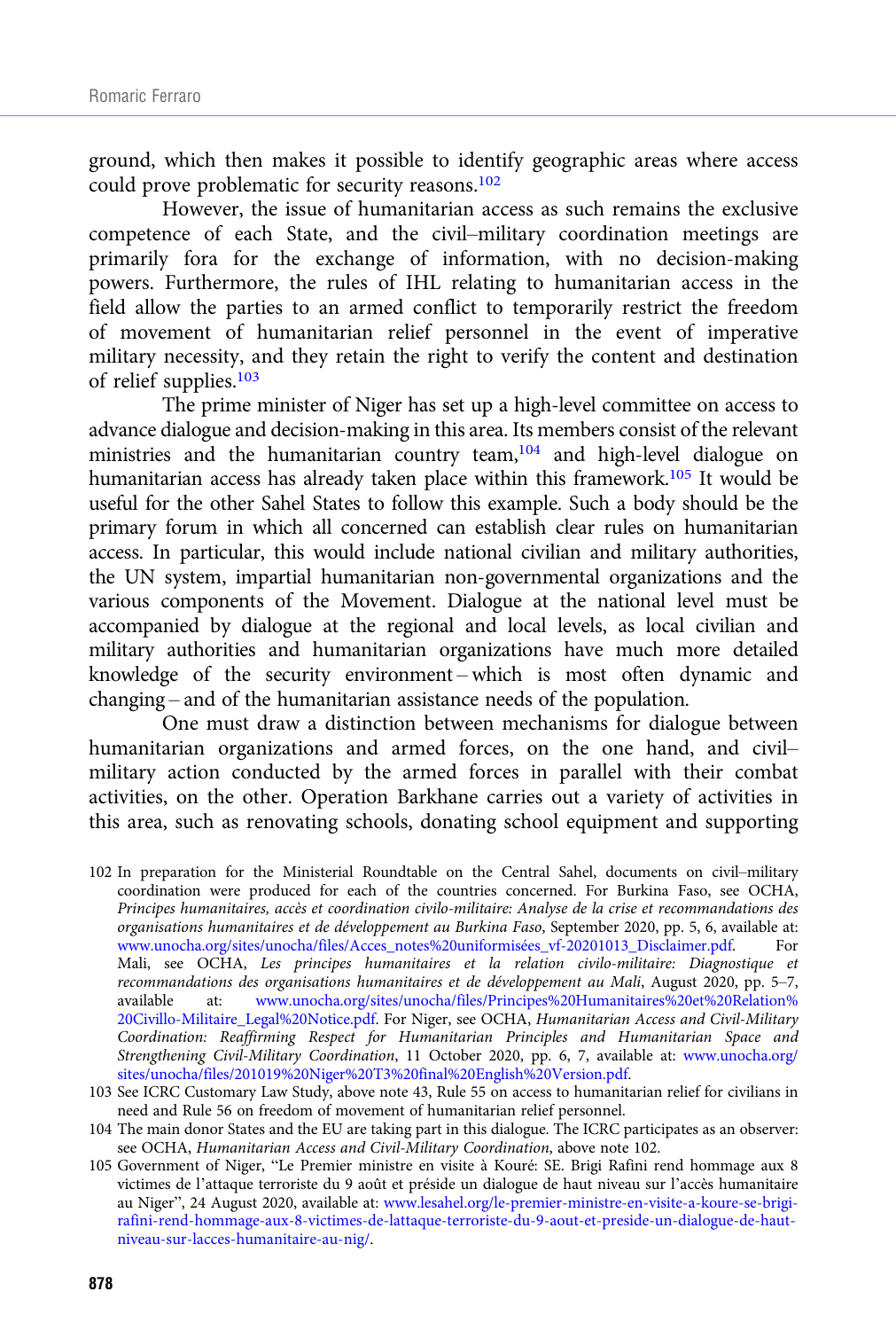ground, which then makes it possible to identify geographic areas where access could prove problematic for security reasons.[102]

However, the issue of humanitarian access as such remains the exclusive competence of each State, and the civil–military coordination meetings are primarily fora for the exchange of information, with no decision-making powers. Furthermore, the rules of IHL relating to humanitarian access in the field allow the parties to an armed conflict to temporarily restrict the freedom of movement of humanitarian relief personnel in the event of imperative military necessity, and they retain the right to verify the content and destination of relief supplies.[103]

The prime minister of Niger has set up a high-level committee on access to advance dialogue and decision-making in this area. Its members consist of the relevant ministries and the humanitarian country team,[104] and high-level dialogue on humanitarian access has already taken place within this framework.[105] It would be useful for the other Sahel States to follow this example. Such a body should be the primary forum in which all concerned can establish clear rules on humanitarian access. In particular, this would include national civilian and military authorities, the UN system, impartial humanitarian non-governmental organizations and the various components of the Movement. Dialogue at the national level must be accompanied by dialogue at the regional and local levels, as local civilian and military authorities and humanitarian organizations have much more detailed knowledge of the security environment – which is most often dynamic and changing – and of the humanitarian assistance needs of the population.

One must draw a distinction between mechanisms for dialogue between humanitarian organizations and armed forces, on the one hand, and civil–military action conducted by the armed forces in parallel with their combat activities, on the other. Operation Barkhane carries out a variety of activities in this area, such as renovating schools, donating school equipment and supporting

---

102 In preparation for the Ministerial Roundtable on the Central Sahel, documents on civil–military coordination were produced for each of the countries concerned. For Burkina Faso, see OCHA, *Principes humanitaires, accès et coordination civilo-militaire: Analyse de la crise et recommandations des organisations humanitaires et de développement au Burkina Faso*, September 2020, pp. 5, 6, available at: www.unocha.org/sites/unocha/files/Acces_notes%20uniformisées_vf-20201013_Disclaimer.pdf. For Mali, see OCHA, *Les principes humanitaires et la relation civilo-militaire: Diagnostique et recommandations des organisations humanitaires et de développement au Mali*, August 2020, pp. 5–7, available at: www.unocha.org/sites/unocha/files/Principes%20Humanitaires%20et%20Relation%20Civillo-Militaire_Legal%20Notice.pdf. For Niger, see OCHA, *Humanitarian Access and Civil-Military Coordination: Reaffirming Respect for Humanitarian Principles and Humanitarian Space and Strengthening Civil-Military Coordination*, 11 October 2020, pp. 6, 7, available at: www.unocha.org/sites/unocha/files/201019%20Niger%20T3%20final%20English%20Version.pdf.

103 See ICRC Customary Law Study, above note 43, Rule 55 on access to humanitarian relief for civilians in need and Rule 56 on freedom of movement of humanitarian relief personnel.

104 The main donor States and the EU are taking part in this dialogue. The ICRC participates as an observer: see OCHA, *Humanitarian Access and Civil-Military Coordination*, above note 102.

105 Government of Niger, "Le Premier ministre en visite à Kouré: SE. Brigi Rafini rend hommage aux 8 victimes de l'attaque terroriste du 9 août et préside un dialogue de haut niveau sur l'accès humanitaire au Niger", 24 August 2020, available at: www.lesahel.org/le-premier-ministre-en-visite-a-koure-se-brigi-rafini-rend-hommage-aux-8-victimes-de-lattaque-terroriste-du-9-aout-et-preside-un-dialogue-de-haut-niveau-sur-lacces-humanitaire-au-nig/.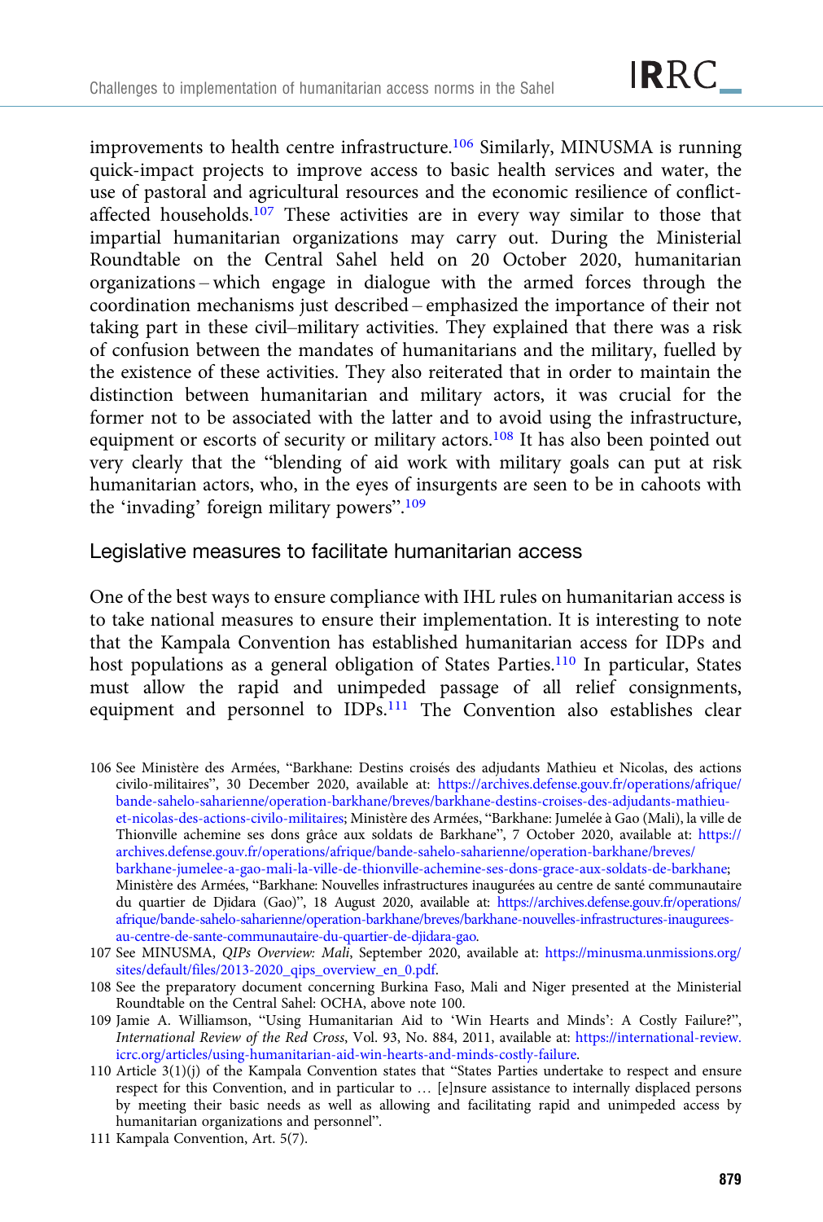improvements to health centre infrastructure.[106] Similarly, MINUSMA is running quick-impact projects to improve access to basic health services and water, the use of pastoral and agricultural resources and the economic resilience of conflict-affected households.[107] These activities are in every way similar to those that impartial humanitarian organizations may carry out. During the Ministerial Roundtable on the Central Sahel held on 20 October 2020, humanitarian organizations – which engage in dialogue with the armed forces through the coordination mechanisms just described – emphasized the importance of their not taking part in these civil–military activities. They explained that there was a risk of confusion between the mandates of humanitarians and the military, fuelled by the existence of these activities. They also reiterated that in order to maintain the distinction between humanitarian and military actors, it was crucial for the former not to be associated with the latter and to avoid using the infrastructure, equipment or escorts of security or military actors.[108] It has also been pointed out very clearly that the "blending of aid work with military goals can put at risk humanitarian actors, who, in the eyes of insurgents are seen to be in cahoots with the 'invading' foreign military powers".[109]

### Legislative measures to facilitate humanitarian access

One of the best ways to ensure compliance with IHL rules on humanitarian access is to take national measures to ensure their implementation. It is interesting to note that the Kampala Convention has established humanitarian access for IDPs and host populations as a general obligation of States Parties.[110] In particular, States must allow the rapid and unimpeded passage of all relief consignments, equipment and personnel to IDPs.[111] The Convention also establishes clear

106 See Ministère des Armées, "Barkhane: Destins croisés des adjudants Mathieu et Nicolas, des actions civilo-militaires", 30 December 2020, available at: https://archives.defense.gouv.fr/operations/afrique/bande-sahelo-saharienne/operation-barkhane/breves/barkhane-destins-croises-des-adjudants-mathieu-et-nicolas-des-actions-civilo-militaires; Ministère des Armées, "Barkhane: Jumelée à Gao (Mali), la ville de Thionville achemine ses dons grâce aux soldats de Barkhane", 7 October 2020, available at: https://archives.defense.gouv.fr/operations/afrique/bande-sahelo-saharienne/operation-barkhane/breves/barkhane-jumelee-a-gao-mali-la-ville-de-thionville-achemine-ses-dons-grace-aux-soldats-de-barkhane; Ministère des Armées, "Barkhane: Nouvelles infrastructures inaugurées au centre de santé communautaire du quartier de Djidara (Gao)", 18 August 2020, available at: https://archives.defense.gouv.fr/operations/afrique/bande-sahelo-saharienne/operation-barkhane/breves/barkhane-nouvelles-infrastructures-inaugurees-au-centre-de-sante-communautaire-du-quartier-de-djidara-gao.

107 See MINUSMA, *QIPs Overview: Mali*, September 2020, available at: https://minusma.unmissions.org/sites/default/files/2013-2020_qips_overview_en_0.pdf.

108 See the preparatory document concerning Burkina Faso, Mali and Niger presented at the Ministerial Roundtable on the Central Sahel: OCHA, above note 100.

109 Jamie A. Williamson, "Using Humanitarian Aid to 'Win Hearts and Minds': A Costly Failure?", *International Review of the Red Cross*, Vol. 93, No. 884, 2011, available at: https://international-review.icrc.org/articles/using-humanitarian-aid-win-hearts-and-minds-costly-failure.

110 Article 3(1)(j) of the Kampala Convention states that "States Parties undertake to respect and ensure respect for this Convention, and in particular to … [e]nsure assistance to internally displaced persons by meeting their basic needs as well as allowing and facilitating rapid and unimpeded access by humanitarian organizations and personnel".

111 Kampala Convention, Art. 5(7).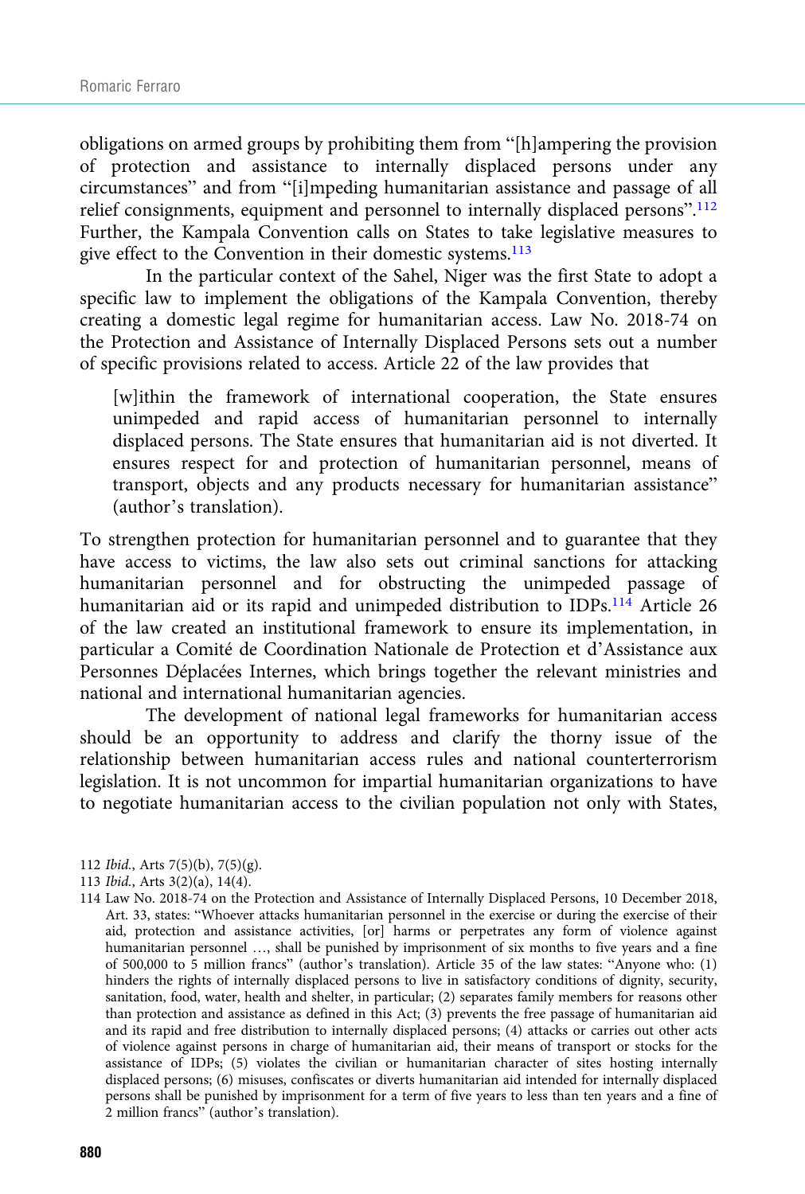obligations on armed groups by prohibiting them from "[h]ampering the provision of protection and assistance to internally displaced persons under any circumstances" and from "[i]mpeding humanitarian assistance and passage of all relief consignments, equipment and personnel to internally displaced persons".[112] Further, the Kampala Convention calls on States to take legislative measures to give effect to the Convention in their domestic systems.[113]

In the particular context of the Sahel, Niger was the first State to adopt a specific law to implement the obligations of the Kampala Convention, thereby creating a domestic legal regime for humanitarian access. Law No. 2018-74 on the Protection and Assistance of Internally Displaced Persons sets out a number of specific provisions related to access. Article 22 of the law provides that

> [w]ithin the framework of international cooperation, the State ensures unimpeded and rapid access of humanitarian personnel to internally displaced persons. The State ensures that humanitarian aid is not diverted. It ensures respect for and protection of humanitarian personnel, means of transport, objects and any products necessary for humanitarian assistance" (author's translation).

To strengthen protection for humanitarian personnel and to guarantee that they have access to victims, the law also sets out criminal sanctions for attacking humanitarian personnel and for obstructing the unimpeded passage of humanitarian aid or its rapid and unimpeded distribution to IDPs.[114] Article 26 of the law created an institutional framework to ensure its implementation, in particular a Comité de Coordination Nationale de Protection et d'Assistance aux Personnes Déplacées Internes, which brings together the relevant ministries and national and international humanitarian agencies.

The development of national legal frameworks for humanitarian access should be an opportunity to address and clarify the thorny issue of the relationship between humanitarian access rules and national counterterrorism legislation. It is not uncommon for impartial humanitarian organizations to have to negotiate humanitarian access to the civilian population not only with States,

---

112 *Ibid.*, Arts 7(5)(b), 7(5)(g).

113 *Ibid.*, Arts 3(2)(a), 14(4).

114 Law No. 2018-74 on the Protection and Assistance of Internally Displaced Persons, 10 December 2018, Art. 33, states: "Whoever attacks humanitarian personnel in the exercise or during the exercise of their aid, protection and assistance activities, [or] harms or perpetrates any form of violence against humanitarian personnel …, shall be punished by imprisonment of six months to five years and a fine of 500,000 to 5 million francs" (author's translation). Article 35 of the law states: "Anyone who: (1) hinders the rights of internally displaced persons to live in satisfactory conditions of dignity, security, sanitation, food, water, health and shelter, in particular; (2) separates family members for reasons other than protection and assistance as defined in this Act; (3) prevents the free passage of humanitarian aid and its rapid and free distribution to internally displaced persons; (4) attacks or carries out other acts of violence against persons in charge of humanitarian aid, their means of transport or stocks for the assistance of IDPs; (5) violates the civilian or humanitarian character of sites hosting internally displaced persons; (6) misuses, confiscates or diverts humanitarian aid intended for internally displaced persons shall be punished by imprisonment for a term of five years to less than ten years and a fine of 2 million francs" (author's translation).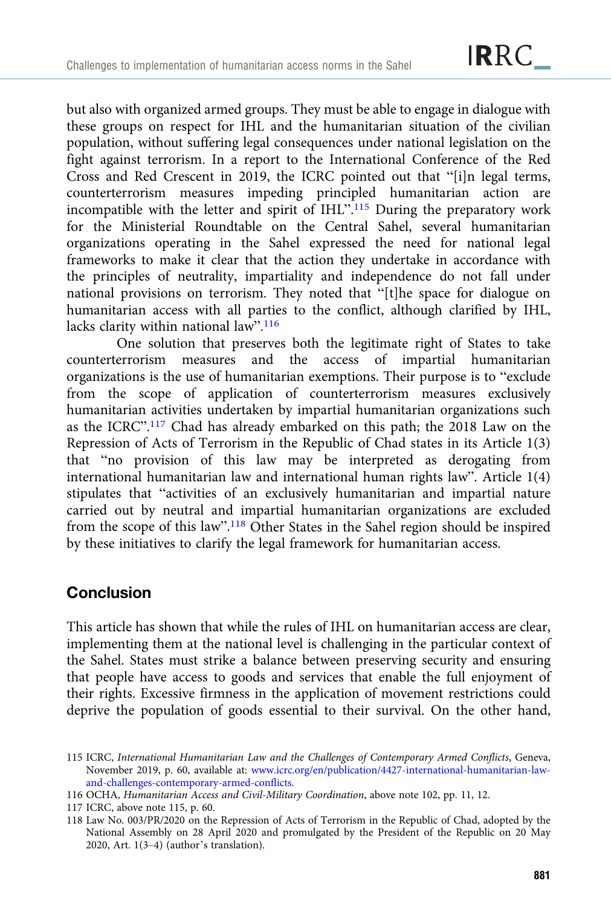but also with organized armed groups. They must be able to engage in dialogue with these groups on respect for IHL and the humanitarian situation of the civilian population, without suffering legal consequences under national legislation on the fight against terrorism. In a report to the International Conference of the Red Cross and Red Crescent in 2019, the ICRC pointed out that "[i]n legal terms, counterterrorism measures impeding principled humanitarian action are incompatible with the letter and spirit of IHL".[115] During the preparatory work for the Ministerial Roundtable on the Central Sahel, several humanitarian organizations operating in the Sahel expressed the need for national legal frameworks to make it clear that the action they undertake in accordance with the principles of neutrality, impartiality and independence do not fall under national provisions on terrorism. They noted that "[t]he space for dialogue on humanitarian access with all parties to the conflict, although clarified by IHL, lacks clarity within national law".[116]

One solution that preserves both the legitimate right of States to take counterterrorism measures and the access of impartial humanitarian organizations is the use of humanitarian exemptions. Their purpose is to "exclude from the scope of application of counterterrorism measures exclusively humanitarian activities undertaken by impartial humanitarian organizations such as the ICRC".[117] Chad has already embarked on this path; the 2018 Law on the Repression of Acts of Terrorism in the Republic of Chad states in its Article 1(3) that "no provision of this law may be interpreted as derogating from international humanitarian law and international human rights law". Article 1(4) stipulates that "activities of an exclusively humanitarian and impartial nature carried out by neutral and impartial humanitarian organizations are excluded from the scope of this law".[118] Other States in the Sahel region should be inspired by these initiatives to clarify the legal framework for humanitarian access.

## Conclusion

This article has shown that while the rules of IHL on humanitarian access are clear, implementing them at the national level is challenging in the particular context of the Sahel. States must strike a balance between preserving security and ensuring that people have access to goods and services that enable the full enjoyment of their rights. Excessive firmness in the application of movement restrictions could deprive the population of goods essential to their survival. On the other hand,

115 ICRC, *International Humanitarian Law and the Challenges of Contemporary Armed Conflicts*, Geneva, November 2019, p. 60, available at: www.icrc.org/en/publication/4427-international-humanitarian-law-and-challenges-contemporary-armed-conflicts.

116 OCHA, *Humanitarian Access and Civil-Military Coordination*, above note 102, pp. 11, 12.

117 ICRC, above note 115, p. 60.

118 Law No. 003/PR/2020 on the Repression of Acts of Terrorism in the Republic of Chad, adopted by the National Assembly on 28 April 2020 and promulgated by the President of the Republic on 20 May 2020, Art. 1(3–4) (author's translation).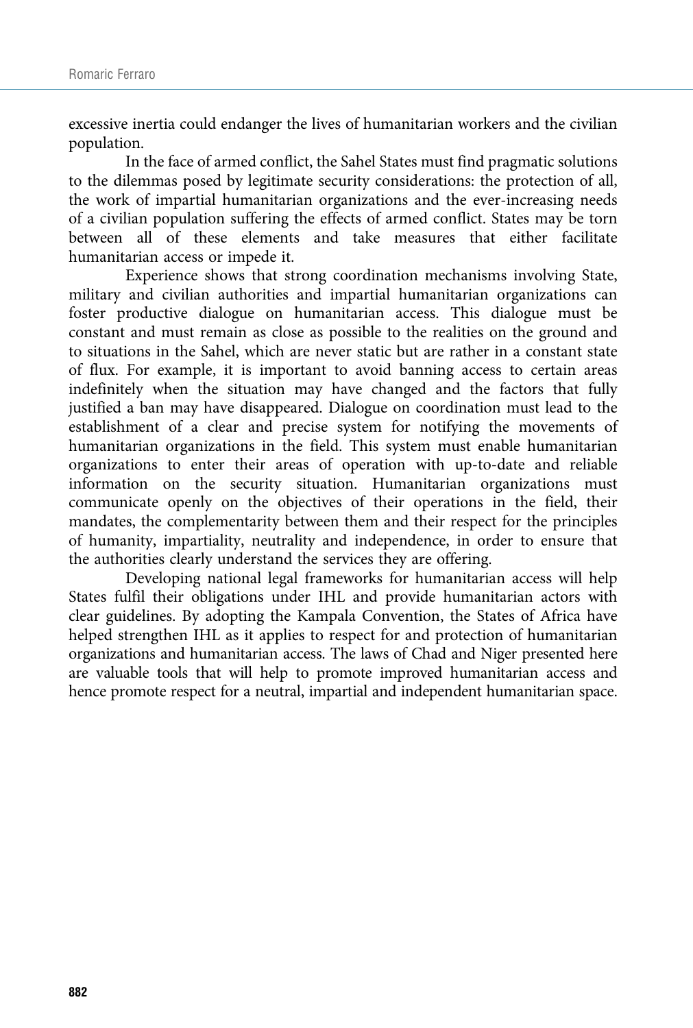excessive inertia could endanger the lives of humanitarian workers and the civilian population.

In the face of armed conflict, the Sahel States must find pragmatic solutions to the dilemmas posed by legitimate security considerations: the protection of all, the work of impartial humanitarian organizations and the ever-increasing needs of a civilian population suffering the effects of armed conflict. States may be torn between all of these elements and take measures that either facilitate humanitarian access or impede it.

Experience shows that strong coordination mechanisms involving State, military and civilian authorities and impartial humanitarian organizations can foster productive dialogue on humanitarian access. This dialogue must be constant and must remain as close as possible to the realities on the ground and to situations in the Sahel, which are never static but are rather in a constant state of flux. For example, it is important to avoid banning access to certain areas indefinitely when the situation may have changed and the factors that fully justified a ban may have disappeared. Dialogue on coordination must lead to the establishment of a clear and precise system for notifying the movements of humanitarian organizations in the field. This system must enable humanitarian organizations to enter their areas of operation with up-to-date and reliable information on the security situation. Humanitarian organizations must communicate openly on the objectives of their operations in the field, their mandates, the complementarity between them and their respect for the principles of humanity, impartiality, neutrality and independence, in order to ensure that the authorities clearly understand the services they are offering.

Developing national legal frameworks for humanitarian access will help States fulfil their obligations under IHL and provide humanitarian actors with clear guidelines. By adopting the Kampala Convention, the States of Africa have helped strengthen IHL as it applies to respect for and protection of humanitarian organizations and humanitarian access. The laws of Chad and Niger presented here are valuable tools that will help to promote improved humanitarian access and hence promote respect for a neutral, impartial and independent humanitarian space.